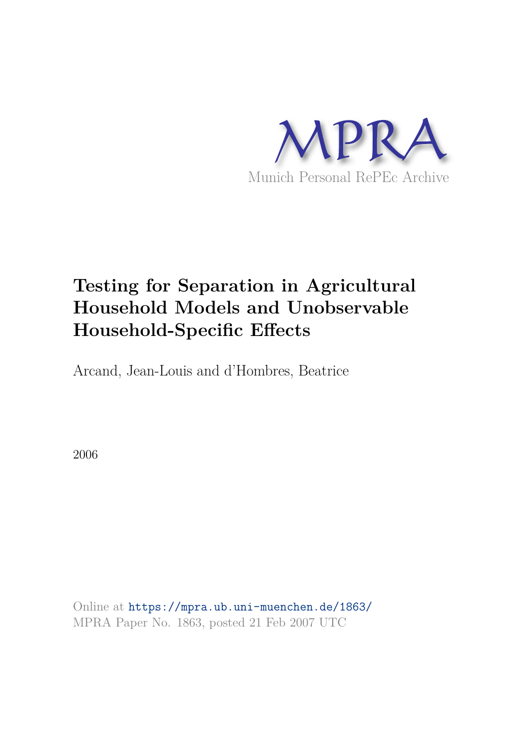MPRA

Munich Personal RePEc Archive

# Testing for Separation in Agricultural Household Models and Unobservable Household-Specific Effects

Arcand, Jean-Louis and d'Hombres, Beatrice

2006

Online at https://mpra.ub.uni-muenchen.de/1863/
MPRA Paper No. 1863, posted 21 Feb 2007 UTC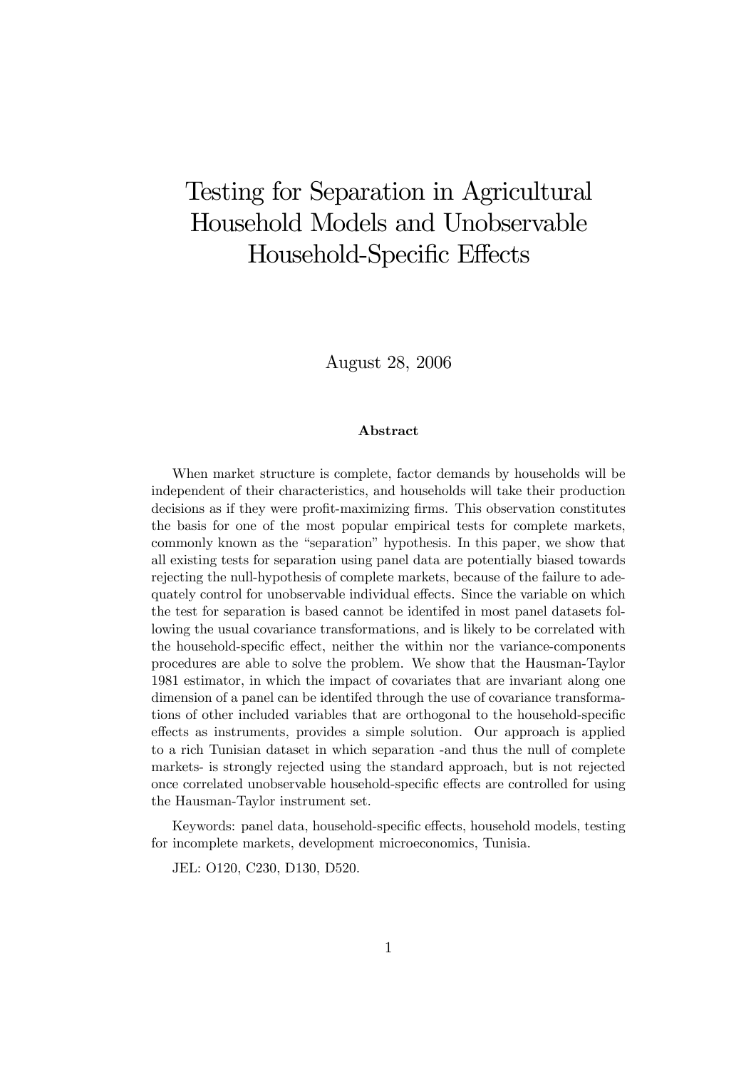# Testing for Separation in Agricultural Household Models and Unobservable Household-Specific Effects

August 28, 2006

### Abstract

When market structure is complete, factor demands by households will be independent of their characteristics, and households will take their production decisions as if they were profit-maximizing firms. This observation constitutes the basis for one of the most popular empirical tests for complete markets, commonly known as the "separation" hypothesis. In this paper, we show that all existing tests for separation using panel data are potentially biased towards rejecting the null-hypothesis of complete markets, because of the failure to adequately control for unobservable individual effects. Since the variable on which the test for separation is based cannot be identifed in most panel datasets following the usual covariance transformations, and is likely to be correlated with the household-specific effect, neither the within nor the variance-components procedures are able to solve the problem. We show that the Hausman-Taylor 1981 estimator, in which the impact of covariates that are invariant along one dimension of a panel can be identifed through the use of covariance transformations of other included variables that are orthogonal to the household-specific effects as instruments, provides a simple solution. Our approach is applied to a rich Tunisian dataset in which separation -and thus the null of complete markets- is strongly rejected using the standard approach, but is not rejected once correlated unobservable household-specific effects are controlled for using the Hausman-Taylor instrument set.

Keywords: panel data, household-specific effects, household models, testing for incomplete markets, development microeconomics, Tunisia.

JEL: O120, C230, D130, D520.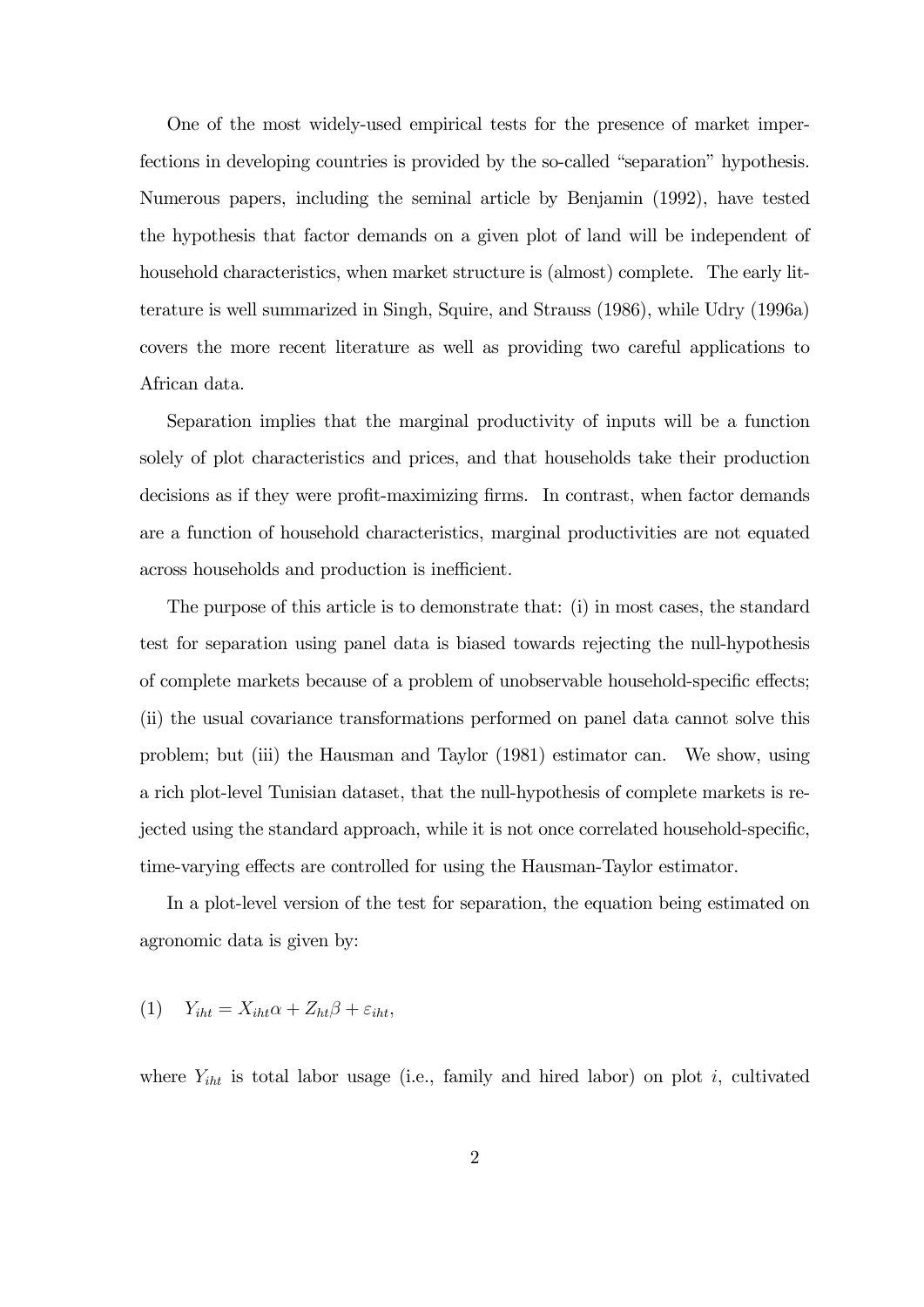One of the most widely-used empirical tests for the presence of market imperfections in developing countries is provided by the so-called "separation" hypothesis. Numerous papers, including the seminal article by Benjamin (1992), have tested the hypothesis that factor demands on a given plot of land will be independent of household characteristics, when market structure is (almost) complete. The early litterature is well summarized in Singh, Squire, and Strauss (1986), while Udry (1996a) covers the more recent literature as well as providing two careful applications to African data.

Separation implies that the marginal productivity of inputs will be a function solely of plot characteristics and prices, and that households take their production decisions as if they were profit-maximizing firms. In contrast, when factor demands are a function of household characteristics, marginal productivities are not equated across households and production is inefficient.

The purpose of this article is to demonstrate that: (i) in most cases, the standard test for separation using panel data is biased towards rejecting the null-hypothesis of complete markets because of a problem of unobservable household-specific effects; (ii) the usual covariance transformations performed on panel data cannot solve this problem; but (iii) the Hausman and Taylor (1981) estimator can. We show, using a rich plot-level Tunisian dataset, that the null-hypothesis of complete markets is rejected using the standard approach, while it is not once correlated household-specific, time-varying effects are controlled for using the Hausman-Taylor estimator.

In a plot-level version of the test for separation, the equation being estimated on agronomic data is given by:

$$(1) \quad Y_{iht} = X_{iht}\alpha + Z_{ht}\beta + \varepsilon_{iht},$$

where $Y_{iht}$ is total labor usage (i.e., family and hired labor) on plot $i$, cultivated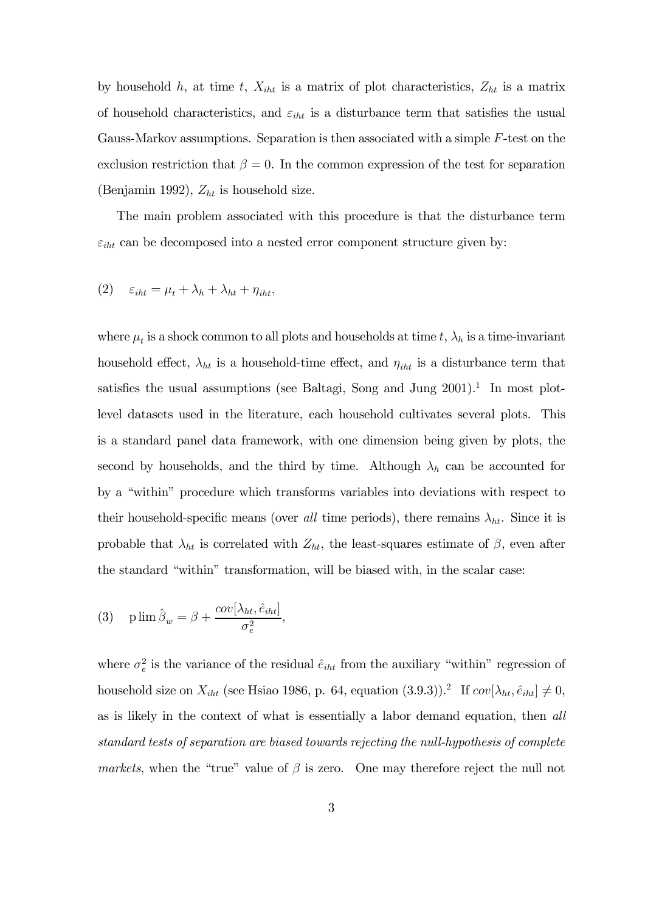by household $h$, at time $t$, $X_{iht}$ is a matrix of plot characteristics, $Z_{ht}$ is a matrix of household characteristics, and $\varepsilon_{iht}$ is a disturbance term that satisfies the usual Gauss-Markov assumptions. Separation is then associated with a simple $F$-test on the exclusion restriction that $\beta = 0$. In the common expression of the test for separation (Benjamin 1992), $Z_{ht}$ is household size.

The main problem associated with this procedure is that the disturbance term $\varepsilon_{iht}$ can be decomposed into a nested error component structure given by:

$$(2) \quad \varepsilon_{iht} = \mu_t + \lambda_h + \lambda_{ht} + \eta_{iht},$$

where $\mu_t$ is a shock common to all plots and households at time $t$, $\lambda_h$ is a time-invariant household effect, $\lambda_{ht}$ is a household-time effect, and $\eta_{iht}$ is a disturbance term that satisfies the usual assumptions (see Baltagi, Song and Jung 2001).[1] In most plot-level datasets used in the literature, each household cultivates several plots. This is a standard panel data framework, with one dimension being given by plots, the second by households, and the third by time. Although $\lambda_h$ can be accounted for by a "within" procedure which transforms variables into deviations with respect to their household-specific means (over *all* time periods), there remains $\lambda_{ht}$. Since it is probable that $\lambda_{ht}$ is correlated with $Z_{ht}$, the least-squares estimate of $\beta$, even after the standard "within" transformation, will be biased with, in the scalar case:

$$(3) \quad \text{p}\lim \hat{\beta}_w = \beta + \frac{cov[\lambda_{ht}, \hat{e}_{iht}]}{\sigma_e^2},$$

where $\sigma_e^2$ is the variance of the residual $\hat{e}_{iht}$ from the auxiliary "within" regression of household size on $X_{iht}$ (see Hsiao 1986, p. 64, equation (3.9.3)).[2] If $cov[\lambda_{ht}, \hat{e}_{iht}] \neq 0$, as is likely in the context of what is essentially a labor demand equation, then *all standard tests of separation are biased towards rejecting the null-hypothesis of complete markets*, when the "true" value of $\beta$ is zero. One may therefore reject the null not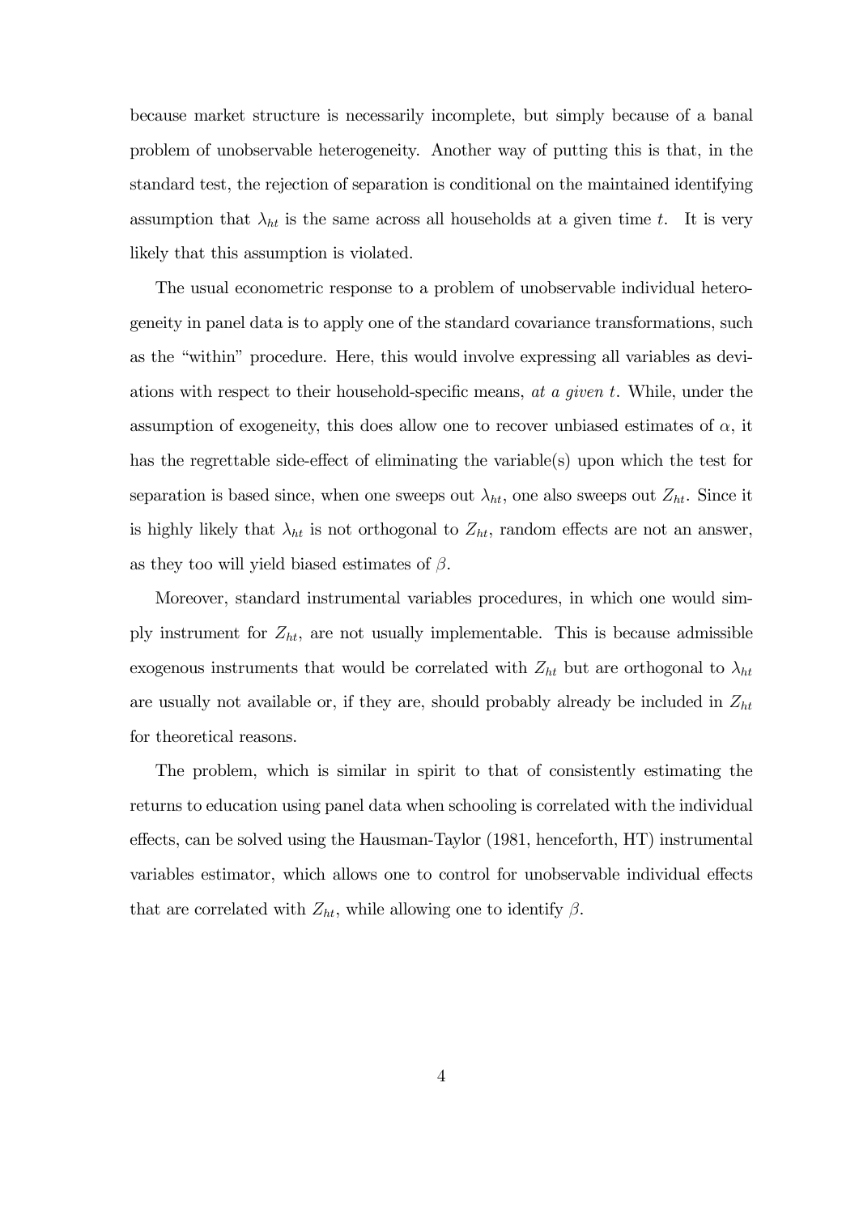because market structure is necessarily incomplete, but simply because of a banal problem of unobservable heterogeneity. Another way of putting this is that, in the standard test, the rejection of separation is conditional on the maintained identifying assumption that $\lambda_{ht}$ is the same across all households at a given time $t$. It is very likely that this assumption is violated.

The usual econometric response to a problem of unobservable individual heterogeneity in panel data is to apply one of the standard covariance transformations, such as the "within" procedure. Here, this would involve expressing all variables as deviations with respect to their household-specific means, *at a given* $t$. While, under the assumption of exogeneity, this does allow one to recover unbiased estimates of $\alpha$, it has the regrettable side-effect of eliminating the variable(s) upon which the test for separation is based since, when one sweeps out $\lambda_{ht}$, one also sweeps out $Z_{ht}$. Since it is highly likely that $\lambda_{ht}$ is not orthogonal to $Z_{ht}$, random effects are not an answer, as they too will yield biased estimates of $\beta$.

Moreover, standard instrumental variables procedures, in which one would simply instrument for $Z_{ht}$, are not usually implementable. This is because admissible exogenous instruments that would be correlated with $Z_{ht}$ but are orthogonal to $\lambda_{ht}$ are usually not available or, if they are, should probably already be included in $Z_{ht}$ for theoretical reasons.

The problem, which is similar in spirit to that of consistently estimating the returns to education using panel data when schooling is correlated with the individual effects, can be solved using the Hausman-Taylor (1981, henceforth, HT) instrumental variables estimator, which allows one to control for unobservable individual effects that are correlated with $Z_{ht}$, while allowing one to identify $\beta$.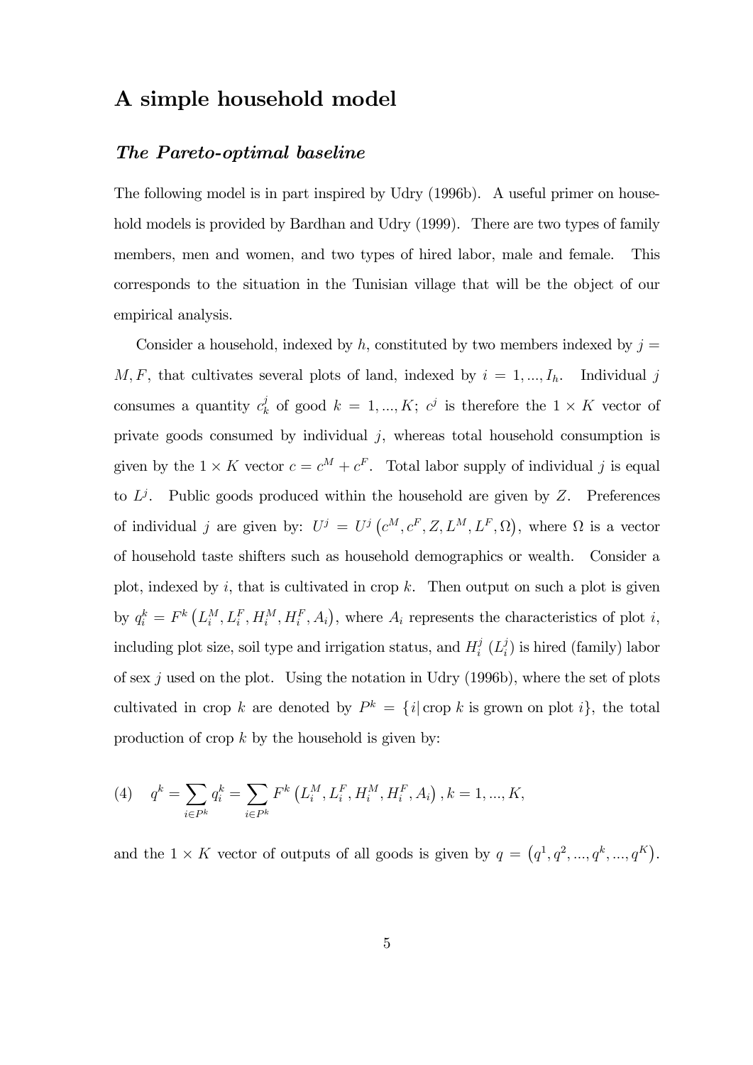## A simple household model

### *The Pareto-optimal baseline*

The following model is in part inspired by Udry (1996b). A useful primer on household models is provided by Bardhan and Udry (1999). There are two types of family members, men and women, and two types of hired labor, male and female. This corresponds to the situation in the Tunisian village that will be the object of our empirical analysis.

Consider a household, indexed by $h$, constituted by two members indexed by $j = M, F$, that cultivates several plots of land, indexed by $i = 1, ..., I_h$. Individual $j$ consumes a quantity $c_k^j$ of good $k = 1, ..., K$; $c^j$ is therefore the $1 \times K$ vector of private goods consumed by individual $j$, whereas total household consumption is given by the $1 \times K$ vector $c = c^M + c^F$. Total labor supply of individual $j$ is equal to $L^j$. Public goods produced within the household are given by $Z$. Preferences of individual $j$ are given by: $U^j = U^j\left(c^M, c^F, Z, L^M, L^F, \Omega\right)$, where $\Omega$ is a vector of household taste shifters such as household demographics or wealth. Consider a plot, indexed by $i$, that is cultivated in crop $k$. Then output on such a plot is given by $q_i^k = F^k\left(L_i^M, L_i^F, H_i^M, H_i^F, A_i\right)$, where $A_i$ represents the characteristics of plot $i$, including plot size, soil type and irrigation status, and $H_i^j$ $(L_i^j)$ is hired (family) labor of sex $j$ used on the plot. Using the notation in Udry (1996b), where the set of plots cultivated in crop $k$ are denoted by $P^k = \{i|\,\text{crop } k \text{ is grown on plot } i\}$, the total production of crop $k$ by the household is given by:

$$(4) \quad q^k = \sum_{i \in P^k} q_i^k = \sum_{i \in P^k} F^k\left(L_i^M, L_i^F, H_i^M, H_i^F, A_i\right), k = 1, ..., K,$$

and the $1 \times K$ vector of outputs of all goods is given by $q = \left(q^1, q^2, ..., q^k, ..., q^K\right)$.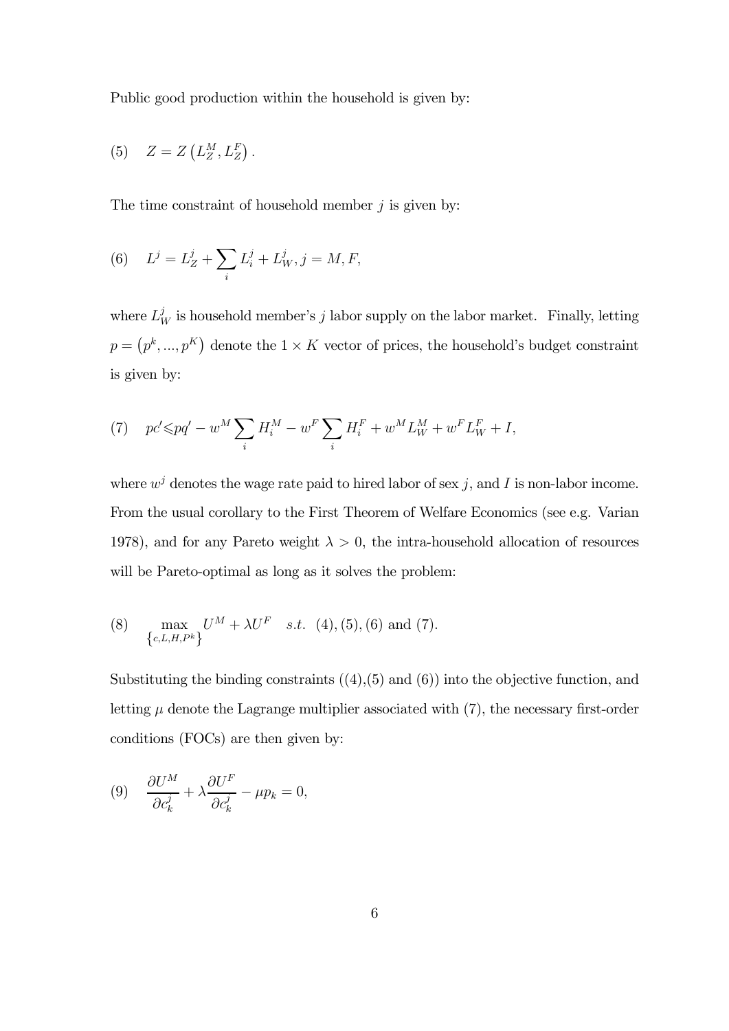Public good production within the household is given by:

$$(5) \quad Z = Z\left(L_Z^M, L_Z^F\right).$$

The time constraint of household member $j$ is given by:

$$(6) \quad L^j = L_Z^j + \sum_i L_i^j + L_W^j, j = M, F,$$

where $L_W^j$ is household member's $j$ labor supply on the labor market. Finally, letting $p = \left(p^k, ..., p^K\right)$ denote the $1 \times K$ vector of prices, the household's budget constraint is given by:

$$(7) \quad pc' \leqslant pq' - w^M \sum_i H_i^M - w^F \sum_i H_i^F + w^M L_W^M + w^F L_W^F + I,$$

where $w^j$ denotes the wage rate paid to hired labor of sex $j$, and $I$ is non-labor income. From the usual corollary to the First Theorem of Welfare Economics (see e.g. Varian 1978), and for any Pareto weight $\lambda > 0$, the intra-household allocation of resources will be Pareto-optimal as long as it solves the problem:

$$(8) \quad \max_{\left\{c, L, H, P^k\right\}} U^M + \lambda U^F \quad s.t. \;\; (4), (5), (6) \text{ and } (7).$$

Substituting the binding constraints ((4),(5) and (6)) into the objective function, and letting $\mu$ denote the Lagrange multiplier associated with (7), the necessary first-order conditions (FOCs) are then given by:

$$(9) \quad \frac{\partial U^M}{\partial c_k^j} + \lambda \frac{\partial U^F}{\partial c_k^j} - \mu p_k = 0,$$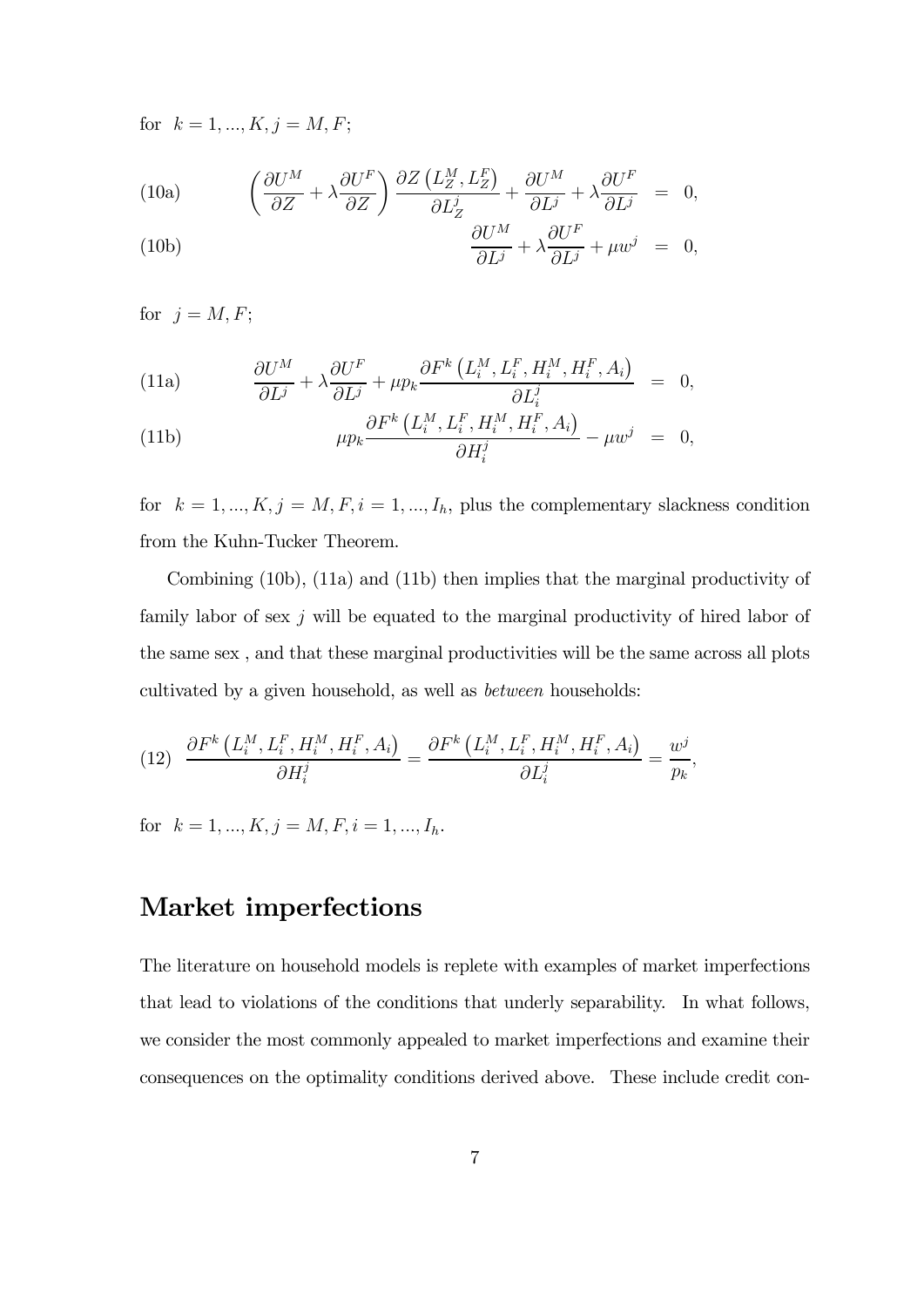for $k = 1, ..., K, j = M, F$;

$$
\text{(10a)} \qquad \left( \frac{\partial U^M}{\partial Z} + \lambda \frac{\partial U^F}{\partial Z} \right) \frac{\partial Z \left( L_Z^M, L_Z^F \right)}{\partial L_Z^j} + \frac{\partial U^M}{\partial L^j} + \lambda \frac{\partial U^F}{\partial L^j} = 0,
$$

$$
\text{(10b)} \qquad \frac{\partial U^M}{\partial L^j} + \lambda \frac{\partial U^F}{\partial L^j} + \mu w^j = 0,
$$

for $j = M, F$;

$$
\text{(11a)} \qquad \frac{\partial U^M}{\partial L^j} + \lambda \frac{\partial U^F}{\partial L^j} + \mu p_k \frac{\partial F^k \left( L_i^M, L_i^F, H_i^M, H_i^F, A_i \right)}{\partial L_i^j} = 0,
$$

$$
\text{(11b)} \qquad \mu p_k \frac{\partial F^k \left( L_i^M, L_i^F, H_i^M, H_i^F, A_i \right)}{\partial H_i^j} - \mu w^j = 0,
$$

for $k = 1, ..., K, j = M, F, i = 1, ..., I_h$, plus the complementary slackness condition from the Kuhn-Tucker Theorem.

Combining (10b), (11a) and (11b) then implies that the marginal productivity of family labor of sex $j$ will be equated to the marginal productivity of hired labor of the same sex , and that these marginal productivities will be the same across all plots cultivated by a given household, as well as *between* households:

$$
\text{(12)} \quad \frac{\partial F^k \left( L_i^M, L_i^F, H_i^M, H_i^F, A_i \right)}{\partial H_i^j} = \frac{\partial F^k \left( L_i^M, L_i^F, H_i^M, H_i^F, A_i \right)}{\partial L_i^j} = \frac{w^j}{p_k},
$$

for $k = 1, ..., K, j = M, F, i = 1, ..., I_h$.

## Market imperfections

The literature on household models is replete with examples of market imperfections that lead to violations of the conditions that underly separability. In what follows, we consider the most commonly appealed to market imperfections and examine their consequences on the optimality conditions derived above. These include credit con-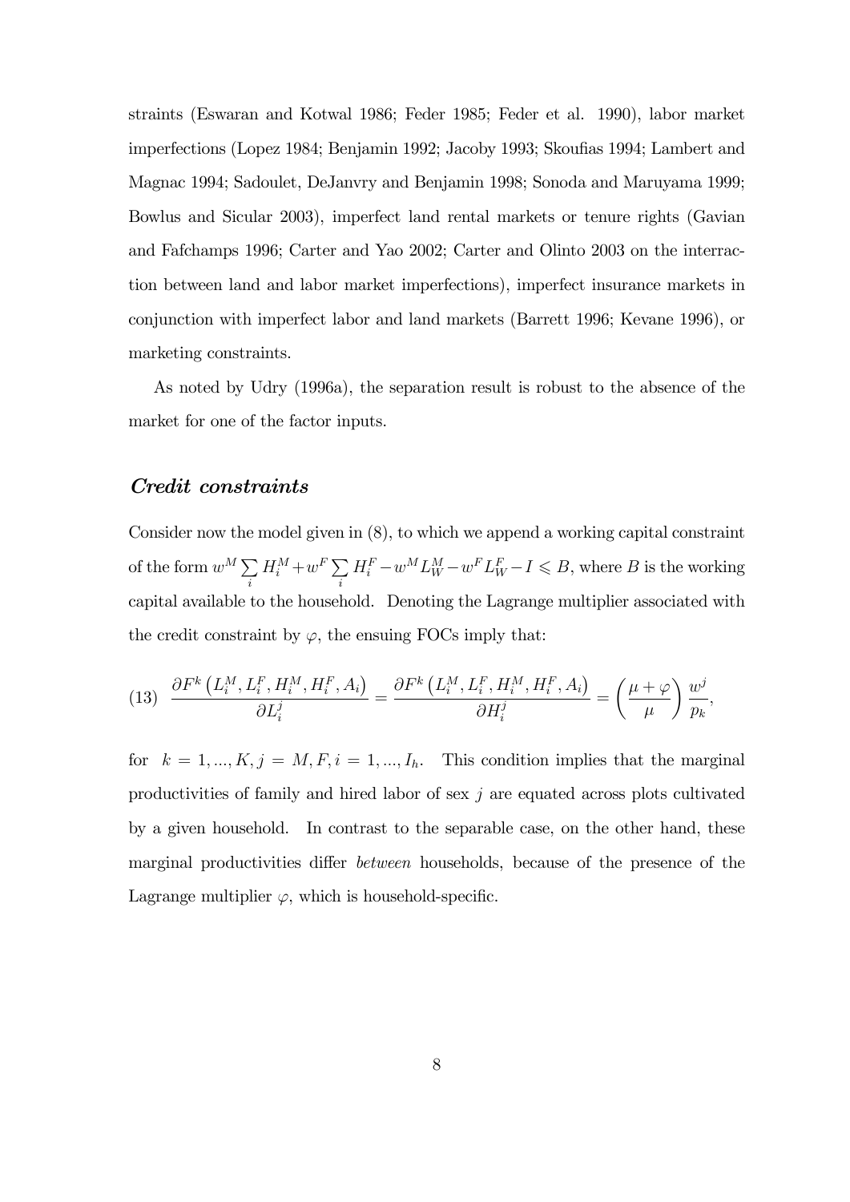straints (Eswaran and Kotwal 1986; Feder 1985; Feder et al. 1990), labor market imperfections (Lopez 1984; Benjamin 1992; Jacoby 1993; Skoufias 1994; Lambert and Magnac 1994; Sadoulet, DeJanvry and Benjamin 1998; Sonoda and Maruyama 1999; Bowlus and Sicular 2003), imperfect land rental markets or tenure rights (Gavian and Fafchamps 1996; Carter and Yao 2002; Carter and Olinto 2003 on the interraction between land and labor market imperfections), imperfect insurance markets in conjunction with imperfect labor and land markets (Barrett 1996; Kevane 1996), or marketing constraints.

As noted by Udry (1996a), the separation result is robust to the absence of the market for one of the factor inputs.

### *Credit constraints*

Consider now the model given in (8), to which we append a working capital constraint of the form $w^M \sum_i H_i^M + w^F \sum_i H_i^F - w^M L_W^M - w^F L_W^F - I \leqslant B$, where $B$ is the working capital available to the household. Denoting the Lagrange multiplier associated with the credit constraint by $\varphi$, the ensuing FOCs imply that:

$$(13) \quad \frac{\partial F^k\left(L_i^M, L_i^F, H_i^M, H_i^F, A_i\right)}{\partial L_i^j} = \frac{\partial F^k\left(L_i^M, L_i^F, H_i^M, H_i^F, A_i\right)}{\partial H_i^j} = \left(\frac{\mu + \varphi}{\mu}\right)\frac{w^j}{p_k},$$

for $k = 1, ..., K, j = M, F, i = 1, ..., I_h$. This condition implies that the marginal productivities of family and hired labor of sex $j$ are equated across plots cultivated by a given household. In contrast to the separable case, on the other hand, these marginal productivities differ *between* households, because of the presence of the Lagrange multiplier $\varphi$, which is household-specific.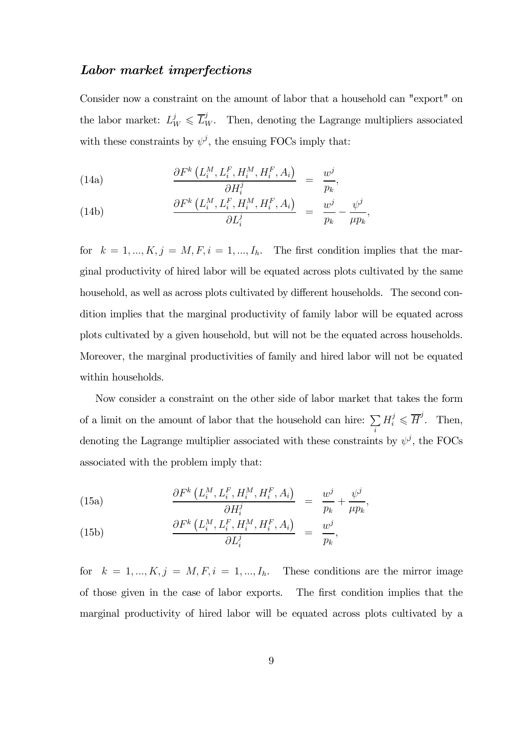### *Labor market imperfections*

Consider now a constraint on the amount of labor that a household can "export" on the labor market: $L_W^j \leqslant \overline{L}_W^j$. Then, denoting the Lagrange multipliers associated with these constraints by $\psi^j$, the ensuing FOCs imply that:

$$\text{(14a)} \qquad \frac{\partial F^k\left(L_i^M, L_i^F, H_i^M, H_i^F, A_i\right)}{\partial H_i^j} = \frac{w^j}{p_k},$$

$$\text{(14b)} \qquad \frac{\partial F^k\left(L_i^M, L_i^F, H_i^M, H_i^F, A_i\right)}{\partial L_i^j} = \frac{w^j}{p_k} - \frac{\psi^j}{\mu p_k},$$

for $k = 1, ..., K, j = M, F, i = 1, ..., I_h$. The first condition implies that the marginal productivity of hired labor will be equated across plots cultivated by the same household, as well as across plots cultivated by different households. The second condition implies that the marginal productivity of family labor will be equated across plots cultivated by a given household, but will not be the equated across households. Moreover, the marginal productivities of family and hired labor will not be equated within households.

Now consider a constraint on the other side of labor market that takes the form of a limit on the amount of labor that the household can hire: $\sum_i H_i^j \leqslant \overline{H}^j$. Then, denoting the Lagrange multiplier associated with these constraints by $\psi^j$, the FOCs associated with the problem imply that:

$$\text{(15a)} \qquad \frac{\partial F^k\left(L_i^M, L_i^F, H_i^M, H_i^F, A_i\right)}{\partial H_i^j} = \frac{w^j}{p_k} + \frac{\psi^j}{\mu p_k},$$

$$\text{(15b)} \qquad \frac{\partial F^k\left(L_i^M, L_i^F, H_i^M, H_i^F, A_i\right)}{\partial L_i^j} = \frac{w^j}{p_k},$$

for $k = 1, ..., K, j = M, F, i = 1, ..., I_h$. These conditions are the mirror image of those given in the case of labor exports. The first condition implies that the marginal productivity of hired labor will be equated across plots cultivated by a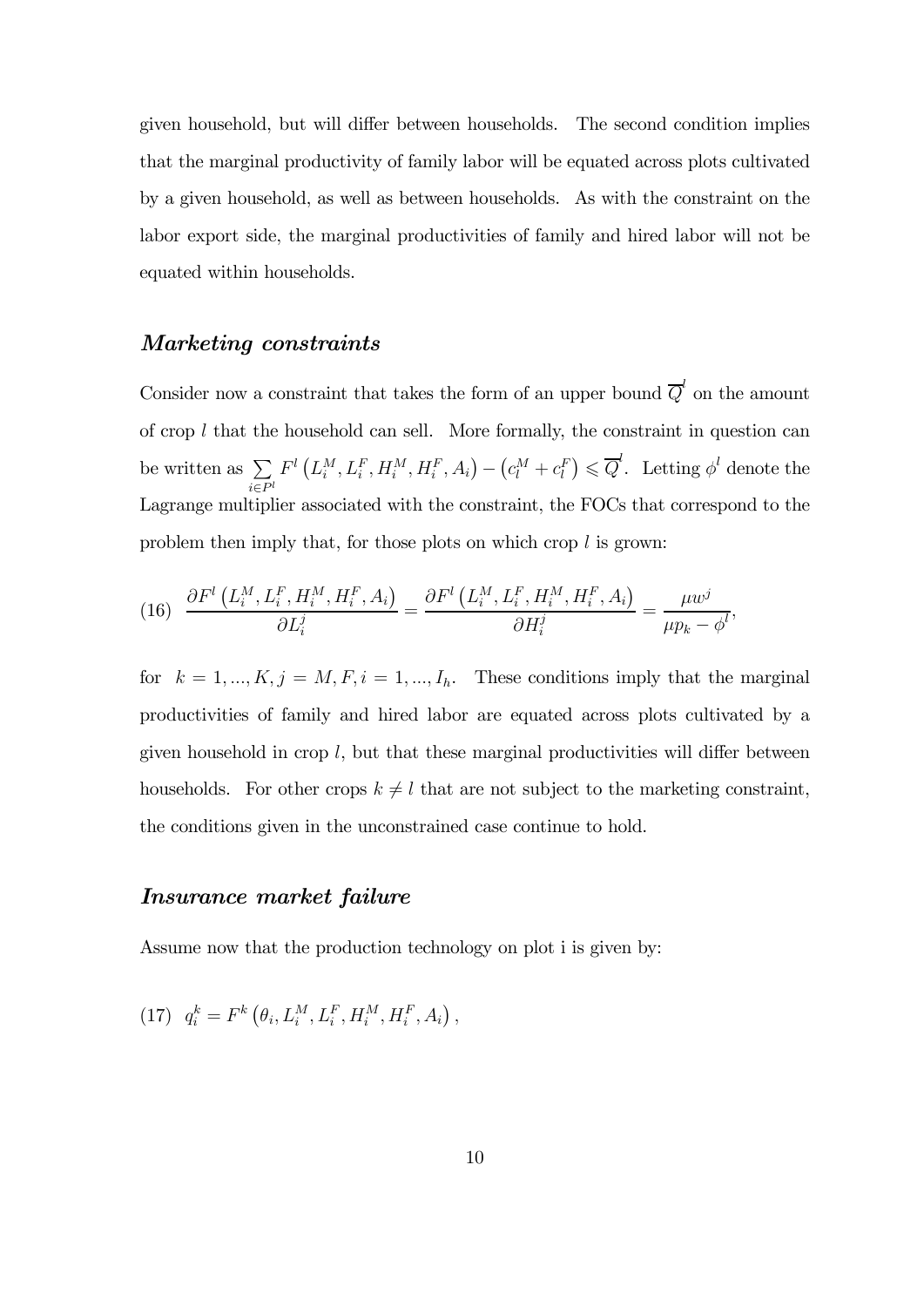given household, but will differ between households. The second condition implies that the marginal productivity of family labor will be equated across plots cultivated by a given household, as well as between households. As with the constraint on the labor export side, the marginal productivities of family and hired labor will not be equated within households.

### *Marketing constraints*

Consider now a constraint that takes the form of an upper bound $\overline{Q}^l$ on the amount of crop $l$ that the household can sell. More formally, the constraint in question can be written as $\sum_{i \in P^l} F^l\left(L_i^M, L_i^F, H_i^M, H_i^F, A_i\right) - \left(c_l^M + c_l^F\right) \leqslant \overline{Q}^l$. Letting $\phi^l$ denote the Lagrange multiplier associated with the constraint, the FOCs that correspond to the problem then imply that, for those plots on which crop $l$ is grown:

$$(16) \quad \frac{\partial F^l\left(L_i^M, L_i^F, H_i^M, H_i^F, A_i\right)}{\partial L_i^j} = \frac{\partial F^l\left(L_i^M, L_i^F, H_i^M, H_i^F, A_i\right)}{\partial H_i^j} = \frac{\mu w^j}{\mu p_k - \phi^l},$$

for $k = 1, ..., K, j = M, F, i = 1, ..., I_h$. These conditions imply that the marginal productivities of family and hired labor are equated across plots cultivated by a given household in crop $l$, but that these marginal productivities will differ between households. For other crops $k \neq l$ that are not subject to the marketing constraint, the conditions given in the unconstrained case continue to hold.

### *Insurance market failure*

Assume now that the production technology on plot i is given by:

$$(17) \quad q_i^k = F^k\left(\theta_i, L_i^M, L_i^F, H_i^M, H_i^F, A_i\right),$$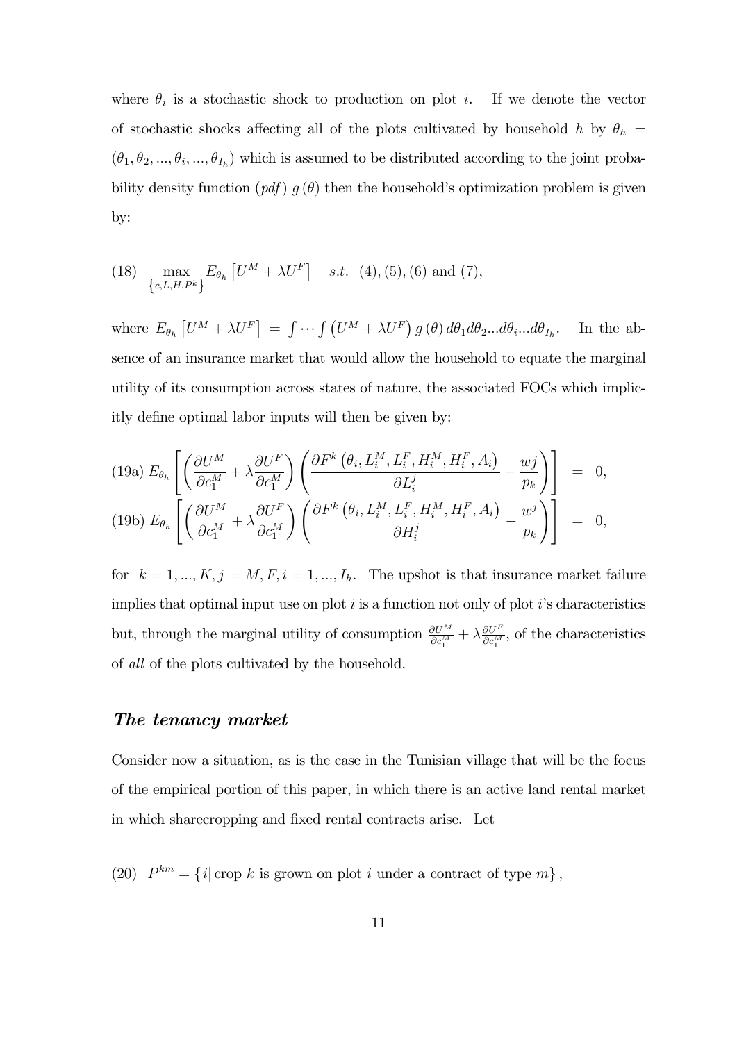where $\theta_i$ is a stochastic shock to production on plot $i$. If we denote the vector of stochastic shocks affecting all of the plots cultivated by household $h$ by $\theta_h = (\theta_1, \theta_2, ..., \theta_i, ..., \theta_{I_h})$ which is assumed to be distributed according to the joint probability density function (*pdf*) $g(\theta)$ then the household's optimization problem is given by:

$$
(18) \quad \max_{\{c,L,H,P^k\}} E_{\theta_h}\left[U^M + \lambda U^F\right] \quad s.t. \;\; (4), (5), (6) \text{ and } (7),
$$

where $E_{\theta_h}\left[U^M + \lambda U^F\right] = \int \cdots \int \left(U^M + \lambda U^F\right) g(\theta)\, d\theta_1 d\theta_2 ... d\theta_i ... d\theta_{I_h}$. In the absence of an insurance market that would allow the household to equate the marginal utility of its consumption across states of nature, the associated FOCs which implicitly define optimal labor inputs will then be given by:

$$
(19a) \; E_{\theta_h}\left[\left(\frac{\partial U^M}{\partial c_1^M} + \lambda \frac{\partial U^F}{\partial c_1^M}\right)\left(\frac{\partial F^k\left(\theta_i, L_i^M, L_i^F, H_i^M, H_i^F, A_i\right)}{\partial L_i^j} - \frac{wj}{p_k}\right)\right] = 0,
$$

$$
(19b) \; E_{\theta_h}\left[\left(\frac{\partial U^M}{\partial c_1^M} + \lambda \frac{\partial U^F}{\partial c_1^M}\right)\left(\frac{\partial F^k\left(\theta_i, L_i^M, L_i^F, H_i^M, H_i^F, A_i\right)}{\partial H_i^j} - \frac{w^j}{p_k}\right)\right] = 0,
$$

for $k = 1, ..., K, j = M, F, i = 1, ..., I_h$. The upshot is that insurance market failure implies that optimal input use on plot $i$ is a function not only of plot $i$'s characteristics but, through the marginal utility of consumption $\frac{\partial U^M}{\partial c_1^M} + \lambda \frac{\partial U^F}{\partial c_1^M}$, of the characteristics of *all* of the plots cultivated by the household.

### *The tenancy market*

Consider now a situation, as is the case in the Tunisian village that will be the focus of the empirical portion of this paper, in which there is an active land rental market in which sharecropping and fixed rental contracts arise. Let

$$
(20) \quad P^{km} = \{i \,|\, \text{crop } k \text{ is grown on plot } i \text{ under a contract of type } m\},
$$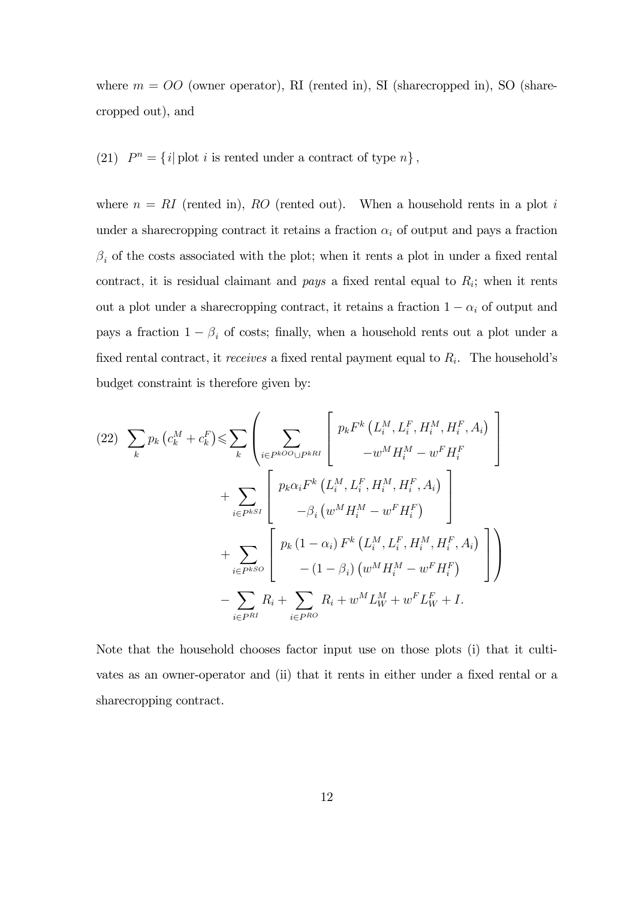where $m = OO$ (owner operator), RI (rented in), SI (sharecropped in), SO (sharecropped out), and

$$(21) \quad P^n = \{i | \text{plot } i \text{ is rented under a contract of type } n\},$$

where $n = RI$ (rented in), $RO$ (rented out). When a household rents in a plot $i$ under a sharecropping contract it retains a fraction $\alpha_i$ of output and pays a fraction $\beta_i$ of the costs associated with the plot; when it rents a plot in under a fixed rental contract, it is residual claimant and *pays* a fixed rental equal to $R_i$; when it rents out a plot under a sharecropping contract, it retains a fraction $1 - \alpha_i$ of output and pays a fraction $1 - \beta_i$ of costs; finally, when a household rents out a plot under a fixed rental contract, it *receives* a fixed rental payment equal to $R_i$. The household's budget constraint is therefore given by:

$$(22) \quad \sum_k p_k \left(c_k^M + c_k^F\right) \leqslant \sum_k \left( \sum_{i \in P^{kOO} \cup P^{kRI}} \left[ \begin{array}{c} p_k F^k \left(L_i^M, L_i^F, H_i^M, H_i^F, A_i\right) \\ -w^M H_i^M - w^F H_i^F \end{array} \right] \right.$$
$$+ \sum_{i \in P^{kSI}} \left[ \begin{array}{c} p_k \alpha_i F^k \left(L_i^M, L_i^F, H_i^M, H_i^F, A_i\right) \\ -\beta_i \left(w^M H_i^M - w^F H_i^F\right) \end{array} \right]$$
$$\left. + \sum_{i \in P^{kSO}} \left[ \begin{array}{c} p_k \left(1 - \alpha_i\right) F^k \left(L_i^M, L_i^F, H_i^M, H_i^F, A_i\right) \\ -\left(1 - \beta_i\right) \left(w^M H_i^M - w^F H_i^F\right) \end{array} \right] \right)$$
$$- \sum_{i \in P^{RI}} R_i + \sum_{i \in P^{RO}} R_i + w^M L_W^M + w^F L_W^F + I.$$

Note that the household chooses factor input use on those plots (i) that it cultivates as an owner-operator and (ii) that it rents in either under a fixed rental or a sharecropping contract.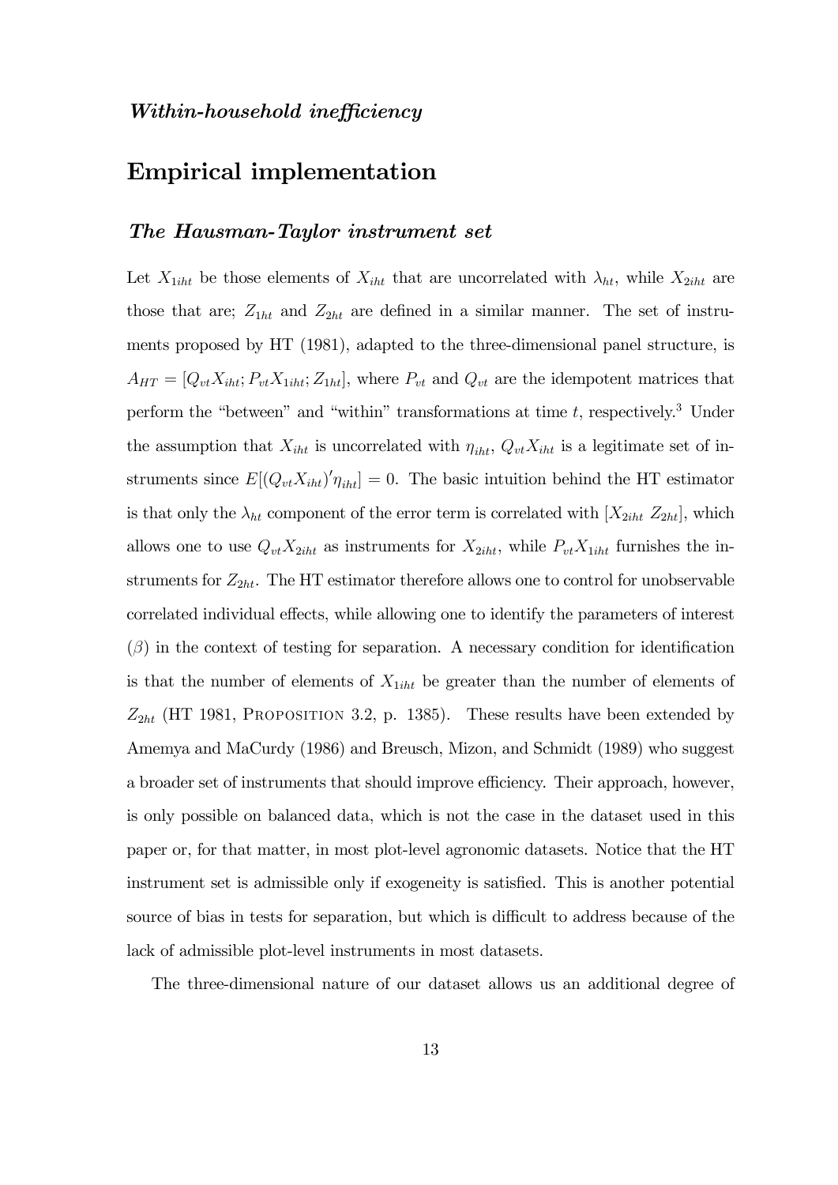### *Within-household inefficiency*

## Empirical implementation

### *The Hausman-Taylor instrument set*

Let $X_{1iht}$ be those elements of $X_{iht}$ that are uncorrelated with $\lambda_{ht}$, while $X_{2iht}$ are those that are; $Z_{1ht}$ and $Z_{2ht}$ are defined in a similar manner. The set of instruments proposed by HT (1981), adapted to the three-dimensional panel structure, is $A_{HT} = [Q_{vt}X_{iht}; P_{vt}X_{1iht}; Z_{1ht}]$, where $P_{vt}$ and $Q_{vt}$ are the idempotent matrices that perform the "between" and "within" transformations at time $t$, respectively.[3] Under the assumption that $X_{iht}$ is uncorrelated with $\eta_{iht}$, $Q_{vt}X_{iht}$ is a legitimate set of instruments since $E[(Q_{vt}X_{iht})'\eta_{iht}] = 0$. The basic intuition behind the HT estimator is that only the $\lambda_{ht}$ component of the error term is correlated with $[X_{2iht}\ Z_{2ht}]$, which allows one to use $Q_{vt}X_{2iht}$ as instruments for $X_{2iht}$, while $P_{vt}X_{1iht}$ furnishes the instruments for $Z_{2ht}$. The HT estimator therefore allows one to control for unobservable correlated individual effects, while allowing one to identify the parameters of interest ($\beta$) in the context of testing for separation. A necessary condition for identification is that the number of elements of $X_{1iht}$ be greater than the number of elements of $Z_{2ht}$ (HT 1981, Proposition 3.2, p. 1385). These results have been extended by Amemya and MaCurdy (1986) and Breusch, Mizon, and Schmidt (1989) who suggest a broader set of instruments that should improve efficiency. Their approach, however, is only possible on balanced data, which is not the case in the dataset used in this paper or, for that matter, in most plot-level agronomic datasets. Notice that the HT instrument set is admissible only if exogeneity is satisfied. This is another potential source of bias in tests for separation, but which is difficult to address because of the lack of admissible plot-level instruments in most datasets.

The three-dimensional nature of our dataset allows us an additional degree of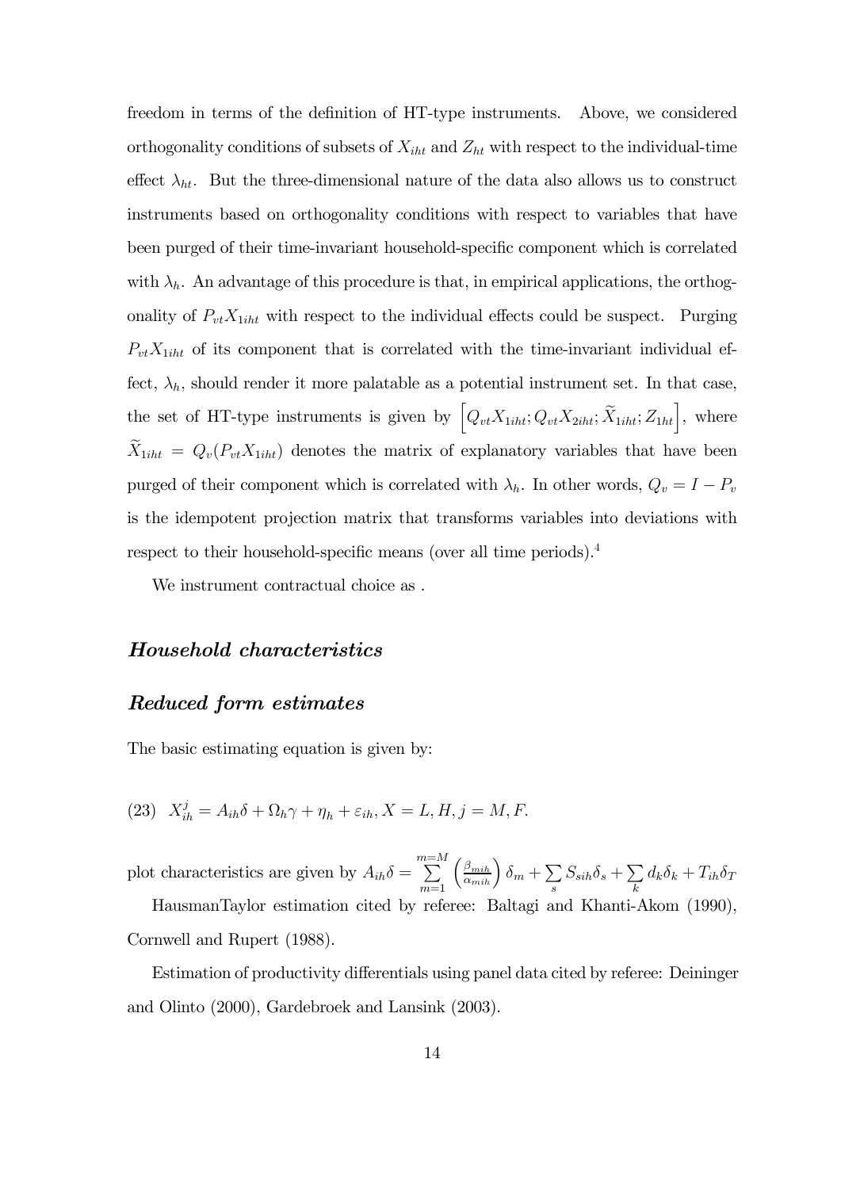freedom in terms of the definition of HT-type instruments. Above, we considered orthogonality conditions of subsets of $X_{iht}$ and $Z_{ht}$ with respect to the individual-time effect $\lambda_{ht}$. But the three-dimensional nature of the data also allows us to construct instruments based on orthogonality conditions with respect to variables that have been purged of their time-invariant household-specific component which is correlated with $\lambda_h$. An advantage of this procedure is that, in empirical applications, the orthogonality of $P_{vt}X_{1iht}$ with respect to the individual effects could be suspect. Purging $P_{vt}X_{1iht}$ of its component that is correlated with the time-invariant individual effect, $\lambda_h$, should render it more palatable as a potential instrument set. In that case, the set of HT-type instruments is given by $\left[Q_{vt}X_{1iht}; Q_{vt}X_{2iht}; \widetilde{X}_{1iht}; Z_{1ht}\right]$, where $\widetilde{X}_{1iht} = Q_v(P_{vt}X_{1iht})$ denotes the matrix of explanatory variables that have been purged of their component which is correlated with $\lambda_h$. In other words, $Q_v = I - P_v$ is the idempotent projection matrix that transforms variables into deviations with respect to their household-specific means (over all time periods).[4]

We instrument contractual choice as .

### *Household characteristics*

### *Reduced form estimates*

The basic estimating equation is given by:

$$(23) \quad X^j_{ih} = A_{ih}\delta + \Omega_h\gamma + \eta_h + \varepsilon_{ih}, X = L, H, j = M, F.$$

plot characteristics are given by $A_{ih}\delta = \sum_{m=1}^{m=M} \left(\frac{\beta_{mih}}{\alpha_{mih}}\right)\delta_m + \sum_s S_{sih}\delta_s + \sum_k d_k\delta_k + T_{ih}\delta_T$

HausmanTaylor estimation cited by referee: Baltagi and Khanti-Akom (1990), Cornwell and Rupert (1988).

Estimation of productivity differentials using panel data cited by referee: Deininger and Olinto (2000), Gardebroek and Lansink (2003).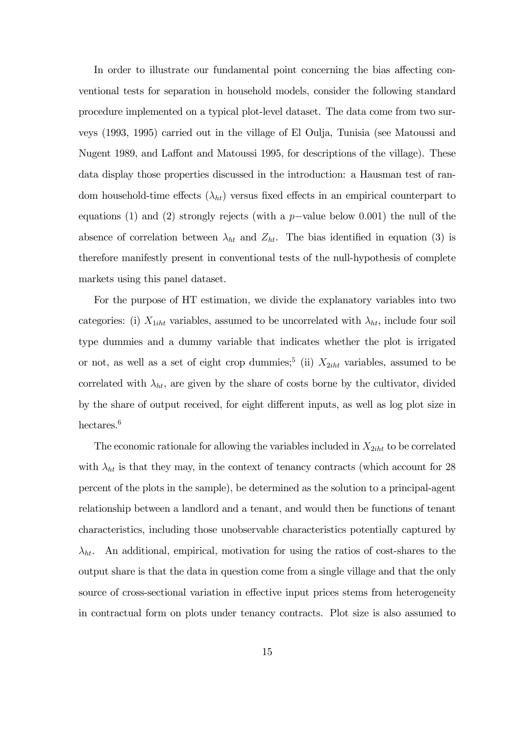In order to illustrate our fundamental point concerning the bias affecting conventional tests for separation in household models, consider the following standard procedure implemented on a typical plot-level dataset. The data come from two surveys (1993, 1995) carried out in the village of El Oulja, Tunisia (see Matoussi and Nugent 1989, and Laffont and Matoussi 1995, for descriptions of the village). These data display those properties discussed in the introduction: a Hausman test of random household-time effects ($\lambda_{ht}$) versus fixed effects in an empirical counterpart to equations (1) and (2) strongly rejects (with a $p-$value below 0.001) the null of the absence of correlation between $\lambda_{ht}$ and $Z_{ht}$. The bias identified in equation (3) is therefore manifestly present in conventional tests of the null-hypothesis of complete markets using this panel dataset.

For the purpose of HT estimation, we divide the explanatory variables into two categories: (i) $X_{1iht}$ variables, assumed to be uncorrelated with $\lambda_{ht}$, include four soil type dummies and a dummy variable that indicates whether the plot is irrigated or not, as well as a set of eight crop dummies;[5] (ii) $X_{2iht}$ variables, assumed to be correlated with $\lambda_{ht}$, are given by the share of costs borne by the cultivator, divided by the share of output received, for eight different inputs, as well as log plot size in hectares.[6]

The economic rationale for allowing the variables included in $X_{2iht}$ to be correlated with $\lambda_{ht}$ is that they may, in the context of tenancy contracts (which account for 28 percent of the plots in the sample), be determined as the solution to a principal-agent relationship between a landlord and a tenant, and would then be functions of tenant characteristics, including those unobservable characteristics potentially captured by $\lambda_{ht}$. An additional, empirical, motivation for using the ratios of cost-shares to the output share is that the data in question come from a single village and that the only source of cross-sectional variation in effective input prices stems from heterogeneity in contractual form on plots under tenancy contracts. Plot size is also assumed to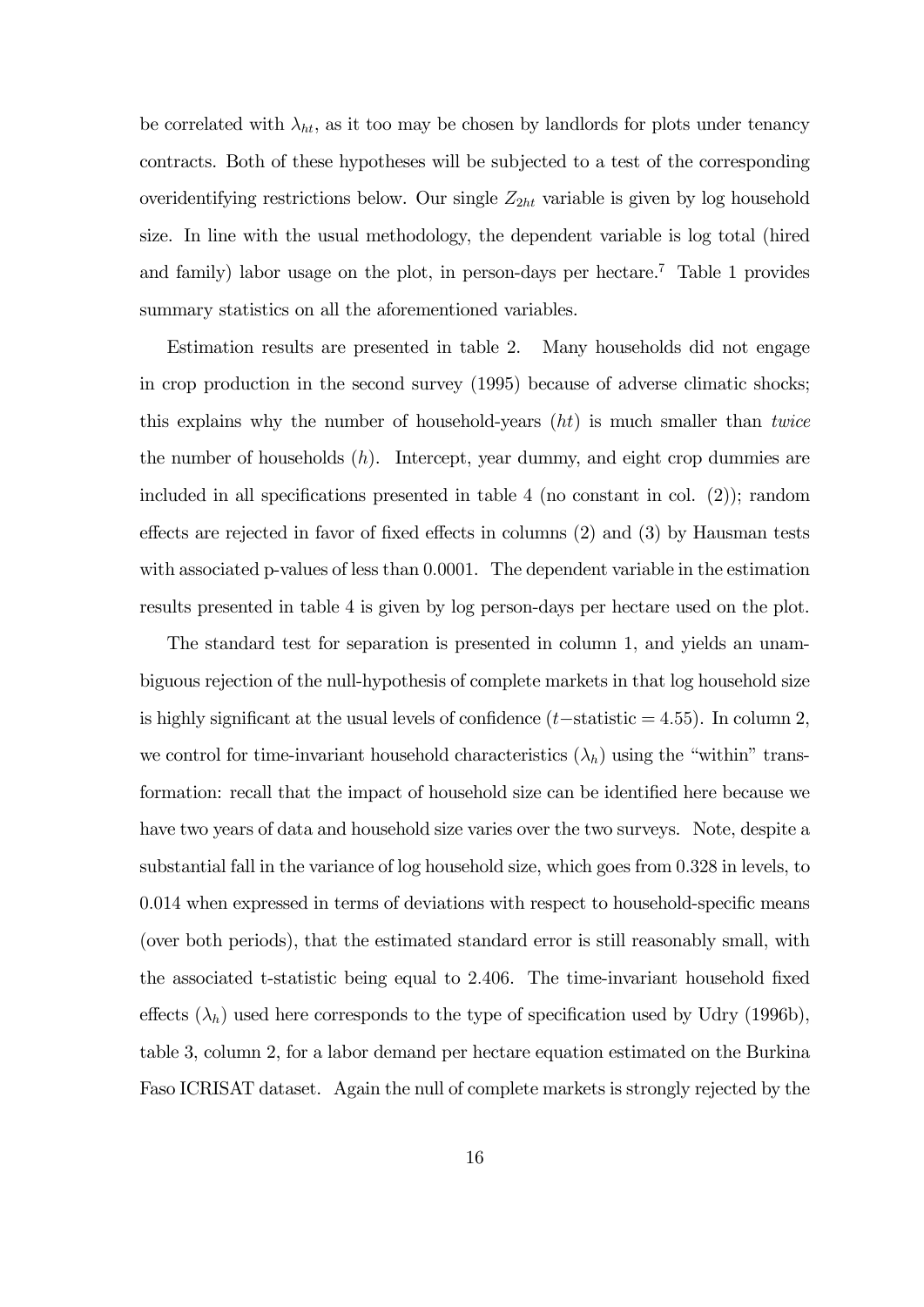be correlated with $\lambda_{ht}$, as it too may be chosen by landlords for plots under tenancy contracts. Both of these hypotheses will be subjected to a test of the corresponding overidentifying restrictions below. Our single $Z_{2ht}$ variable is given by log household size. In line with the usual methodology, the dependent variable is log total (hired and family) labor usage on the plot, in person-days per hectare.[7] Table 1 provides summary statistics on all the aforementioned variables.

Estimation results are presented in table 2. Many households did not engage in crop production in the second survey (1995) because of adverse climatic shocks; this explains why the number of household-years ($ht$) is much smaller than *twice* the number of households ($h$). Intercept, year dummy, and eight crop dummies are included in all specifications presented in table 4 (no constant in col. (2)); random effects are rejected in favor of fixed effects in columns (2) and (3) by Hausman tests with associated p-values of less than 0.0001. The dependent variable in the estimation results presented in table 4 is given by log person-days per hectare used on the plot.

The standard test for separation is presented in column 1, and yields an unambiguous rejection of the null-hypothesis of complete markets in that log household size is highly significant at the usual levels of confidence ($t-$statistic $= 4.55$). In column 2, we control for time-invariant household characteristics ($\lambda_h$) using the "within" transformation: recall that the impact of household size can be identified here because we have two years of data and household size varies over the two surveys. Note, despite a substantial fall in the variance of log household size, which goes from 0.328 in levels, to 0.014 when expressed in terms of deviations with respect to household-specific means (over both periods), that the estimated standard error is still reasonably small, with the associated t-statistic being equal to 2.406. The time-invariant household fixed effects ($\lambda_h$) used here corresponds to the type of specification used by Udry (1996b), table 3, column 2, for a labor demand per hectare equation estimated on the Burkina Faso ICRISAT dataset. Again the null of complete markets is strongly rejected by the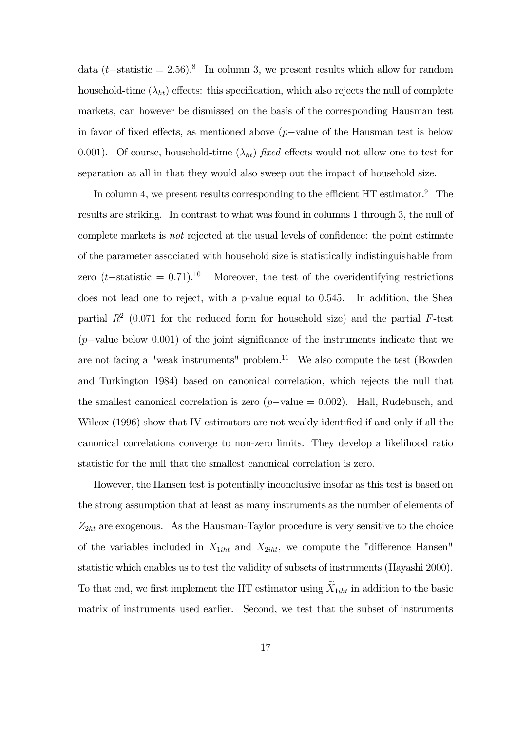data ($t-$statistic $= 2.56$).[8] In column 3, we present results which allow for random household-time ($\lambda_{ht}$) effects: this specification, which also rejects the null of complete markets, can however be dismissed on the basis of the corresponding Hausman test in favor of fixed effects, as mentioned above ($p-$value of the Hausman test is below 0.001). Of course, household-time ($\lambda_{ht}$) *fixed* effects would not allow one to test for separation at all in that they would also sweep out the impact of household size.

In column 4, we present results corresponding to the efficient HT estimator.[9] The results are striking. In contrast to what was found in columns 1 through 3, the null of complete markets is *not* rejected at the usual levels of confidence: the point estimate of the parameter associated with household size is statistically indistinguishable from zero ($t-$statistic $= 0.71$).[10] Moreover, the test of the overidentifying restrictions does not lead one to reject, with a p-value equal to 0.545. In addition, the Shea partial $R^2$ (0.071 for the reduced form for household size) and the partial $F$-test ($p-$value below 0.001) of the joint significance of the instruments indicate that we are not facing a "weak instruments" problem.[11] We also compute the test (Bowden and Turkington 1984) based on canonical correlation, which rejects the null that the smallest canonical correlation is zero ($p-$value $= 0.002$). Hall, Rudebusch, and Wilcox (1996) show that IV estimators are not weakly identified if and only if all the canonical correlations converge to non-zero limits. They develop a likelihood ratio statistic for the null that the smallest canonical correlation is zero.

However, the Hansen test is potentially inconclusive insofar as this test is based on the strong assumption that at least as many instruments as the number of elements of $Z_{2ht}$ are exogenous. As the Hausman-Taylor procedure is very sensitive to the choice of the variables included in $X_{1iht}$ and $X_{2iht}$, we compute the "difference Hansen" statistic which enables us to test the validity of subsets of instruments (Hayashi 2000). To that end, we first implement the HT estimator using $\widetilde{X}_{1iht}$ in addition to the basic matrix of instruments used earlier. Second, we test that the subset of instruments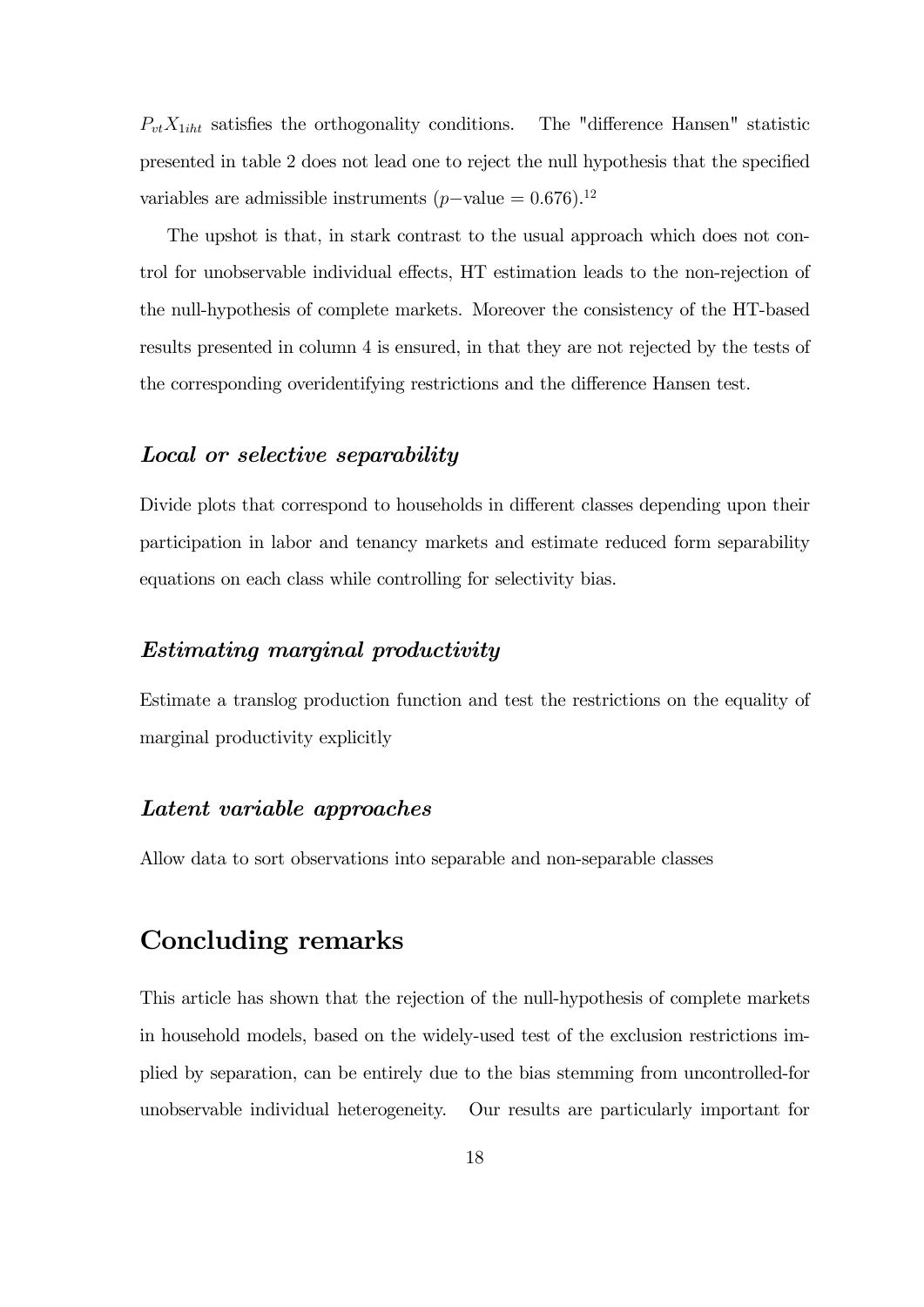$P_{vt}X_{1iht}$ satisfies the orthogonality conditions. The "difference Hansen" statistic presented in table 2 does not lead one to reject the null hypothesis that the specified variables are admissible instruments ($p-$value $= 0.676$).[12]

The upshot is that, in stark contrast to the usual approach which does not control for unobservable individual effects, HT estimation leads to the non-rejection of the null-hypothesis of complete markets. Moreover the consistency of the HT-based results presented in column 4 is ensured, in that they are not rejected by the tests of the corresponding overidentifying restrictions and the difference Hansen test.

### *Local or selective separability*

Divide plots that correspond to households in different classes depending upon their participation in labor and tenancy markets and estimate reduced form separability equations on each class while controlling for selectivity bias.

### *Estimating marginal productivity*

Estimate a translog production function and test the restrictions on the equality of marginal productivity explicitly

### *Latent variable approaches*

Allow data to sort observations into separable and non-separable classes

## Concluding remarks

This article has shown that the rejection of the null-hypothesis of complete markets in household models, based on the widely-used test of the exclusion restrictions implied by separation, can be entirely due to the bias stemming from uncontrolled-for unobservable individual heterogeneity. Our results are particularly important for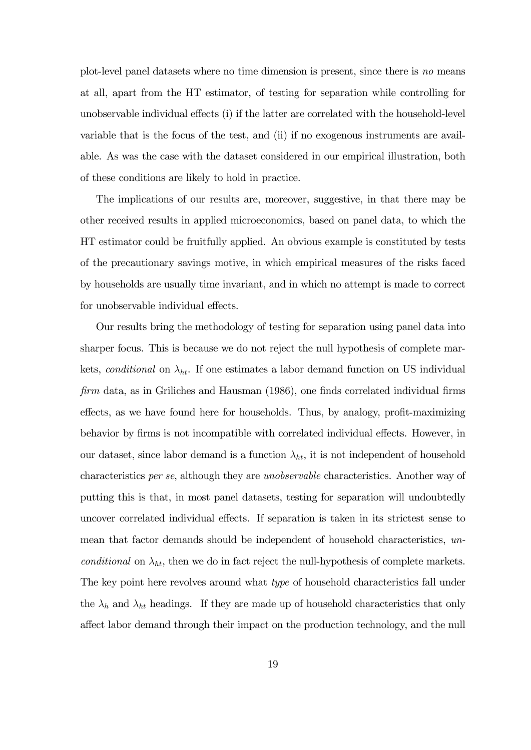plot-level panel datasets where no time dimension is present, since there is *no* means at all, apart from the HT estimator, of testing for separation while controlling for unobservable individual effects (i) if the latter are correlated with the household-level variable that is the focus of the test, and (ii) if no exogenous instruments are available. As was the case with the dataset considered in our empirical illustration, both of these conditions are likely to hold in practice.

The implications of our results are, moreover, suggestive, in that there may be other received results in applied microeconomics, based on panel data, to which the HT estimator could be fruitfully applied. An obvious example is constituted by tests of the precautionary savings motive, in which empirical measures of the risks faced by households are usually time invariant, and in which no attempt is made to correct for unobservable individual effects.

Our results bring the methodology of testing for separation using panel data into sharper focus. This is because we do not reject the null hypothesis of complete markets, *conditional* on $\lambda_{ht}$. If one estimates a labor demand function on US individual *firm* data, as in Griliches and Hausman (1986), one finds correlated individual firms effects, as we have found here for households. Thus, by analogy, profit-maximizing behavior by firms is not incompatible with correlated individual effects. However, in our dataset, since labor demand is a function $\lambda_{ht}$, it is not independent of household characteristics *per se*, although they are *unobservable* characteristics. Another way of putting this is that, in most panel datasets, testing for separation will undoubtedly uncover correlated individual effects. If separation is taken in its strictest sense to mean that factor demands should be independent of household characteristics, *unconditional* on $\lambda_{ht}$, then we do in fact reject the null-hypothesis of complete markets. The key point here revolves around what *type* of household characteristics fall under the $\lambda_h$ and $\lambda_{ht}$ headings. If they are made up of household characteristics that only affect labor demand through their impact on the production technology, and the null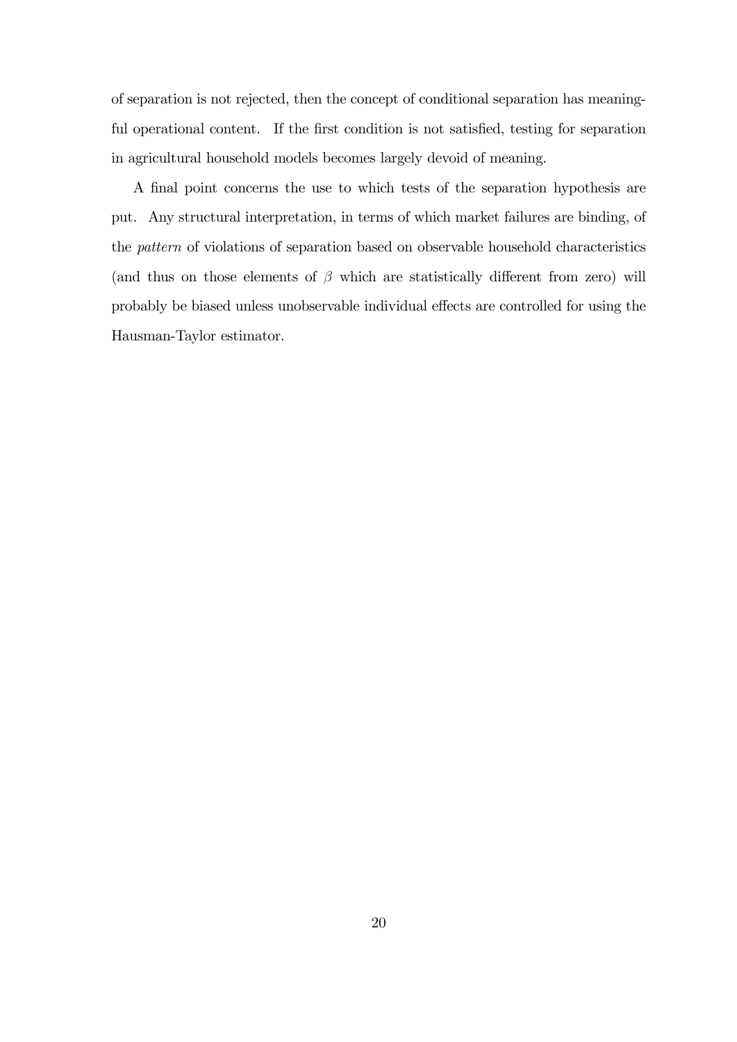of separation is not rejected, then the concept of conditional separation has meaningful operational content. If the first condition is not satisfied, testing for separation in agricultural household models becomes largely devoid of meaning.

A final point concerns the use to which tests of the separation hypothesis are put. Any structural interpretation, in terms of which market failures are binding, of the *pattern* of violations of separation based on observable household characteristics (and thus on those elements of $\beta$ which are statistically different from zero) will probably be biased unless unobservable individual effects are controlled for using the Hausman-Taylor estimator.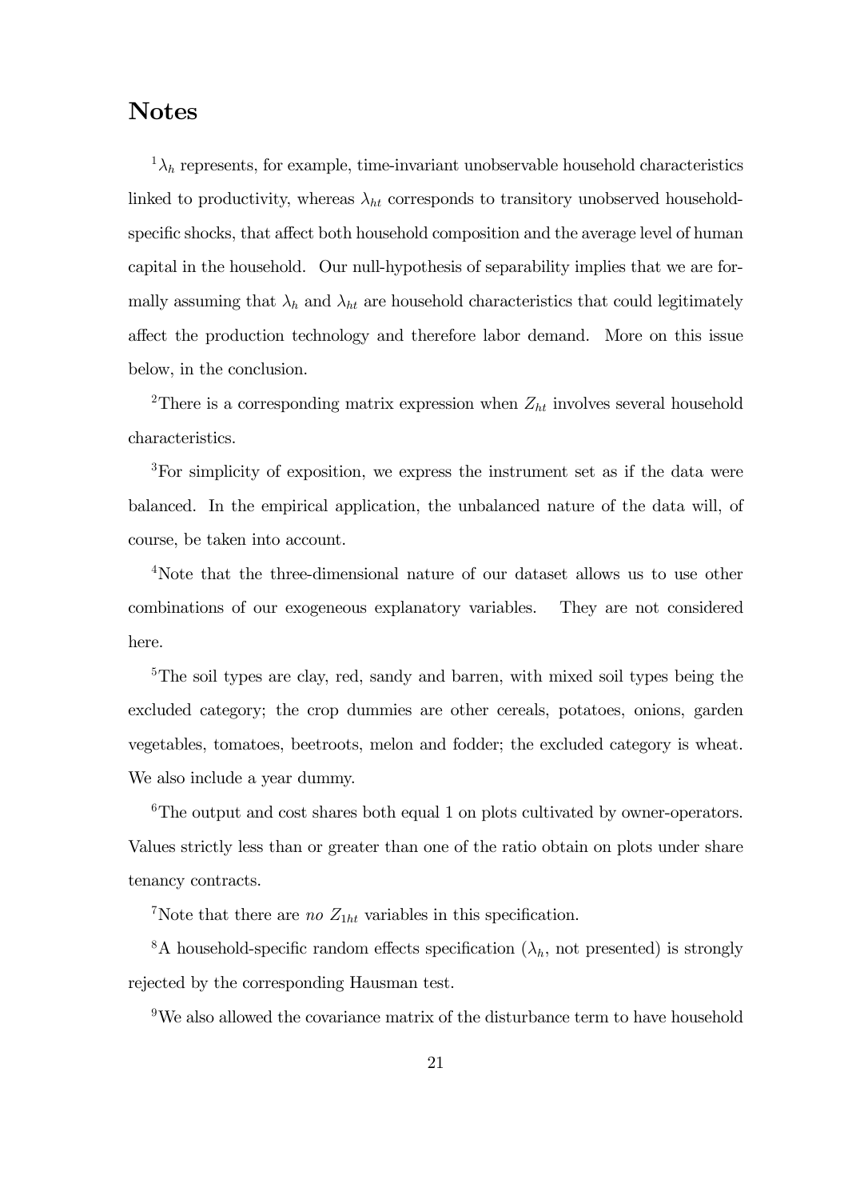# Notes

[1] $\lambda_h$ represents, for example, time-invariant unobservable household characteristics linked to productivity, whereas $\lambda_{ht}$ corresponds to transitory unobserved household-specific shocks, that affect both household composition and the average level of human capital in the household. Our null-hypothesis of separability implies that we are formally assuming that $\lambda_h$ and $\lambda_{ht}$ are household characteristics that could legitimately affect the production technology and therefore labor demand. More on this issue below, in the conclusion.

[2] There is a corresponding matrix expression when $Z_{ht}$ involves several household characteristics.

[3] For simplicity of exposition, we express the instrument set as if the data were balanced. In the empirical application, the unbalanced nature of the data will, of course, be taken into account.

[4] Note that the three-dimensional nature of our dataset allows us to use other combinations of our exogeneous explanatory variables. They are not considered here.

[5] The soil types are clay, red, sandy and barren, with mixed soil types being the excluded category; the crop dummies are other cereals, potatoes, onions, garden vegetables, tomatoes, beetroots, melon and fodder; the excluded category is wheat. We also include a year dummy.

[6] The output and cost shares both equal 1 on plots cultivated by owner-operators. Values strictly less than or greater than one of the ratio obtain on plots under share tenancy contracts.

[7] Note that there are *no* $Z_{1ht}$ variables in this specification.

[8] A household-specific random effects specification ($\lambda_h$, not presented) is strongly rejected by the corresponding Hausman test.

[9] We also allowed the covariance matrix of the disturbance term to have household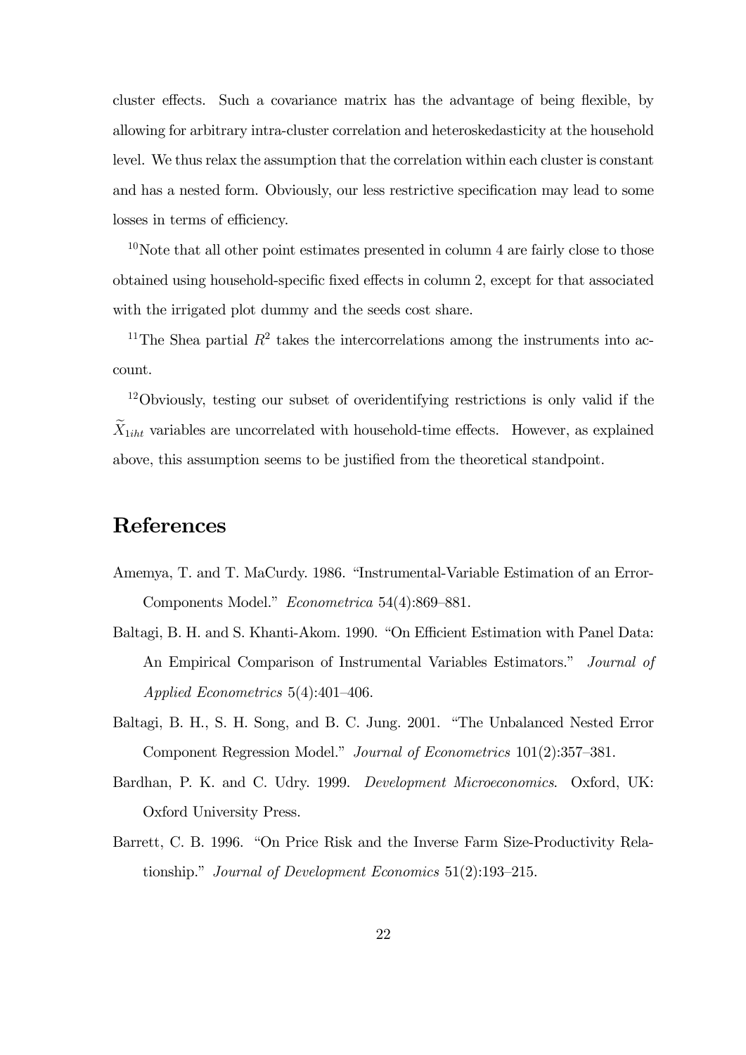cluster effects. Such a covariance matrix has the advantage of being flexible, by allowing for arbitrary intra-cluster correlation and heteroskedasticity at the household level. We thus relax the assumption that the correlation within each cluster is constant and has a nested form. Obviously, our less restrictive specification may lead to some losses in terms of efficiency.

[10]Note that all other point estimates presented in column 4 are fairly close to those obtained using household-specific fixed effects in column 2, except for that associated with the irrigated plot dummy and the seeds cost share.

[11]The Shea partial $R^2$ takes the intercorrelations among the instruments into account.

[12]Obviously, testing our subset of overidentifying restrictions is only valid if the $\widetilde{X}_{1iht}$ variables are uncorrelated with household-time effects. However, as explained above, this assumption seems to be justified from the theoretical standpoint.

## References

Amemya, T. and T. MaCurdy. 1986. "Instrumental-Variable Estimation of an Error-Components Model." *Econometrica* 54(4):869–881.

Baltagi, B. H. and S. Khanti-Akom. 1990. "On Efficient Estimation with Panel Data: An Empirical Comparison of Instrumental Variables Estimators." *Journal of Applied Econometrics* 5(4):401–406.

Baltagi, B. H., S. H. Song, and B. C. Jung. 2001. "The Unbalanced Nested Error Component Regression Model." *Journal of Econometrics* 101(2):357–381.

Bardhan, P. K. and C. Udry. 1999. *Development Microeconomics*. Oxford, UK: Oxford University Press.

Barrett, C. B. 1996. "On Price Risk and the Inverse Farm Size-Productivity Relationship." *Journal of Development Economics* 51(2):193–215.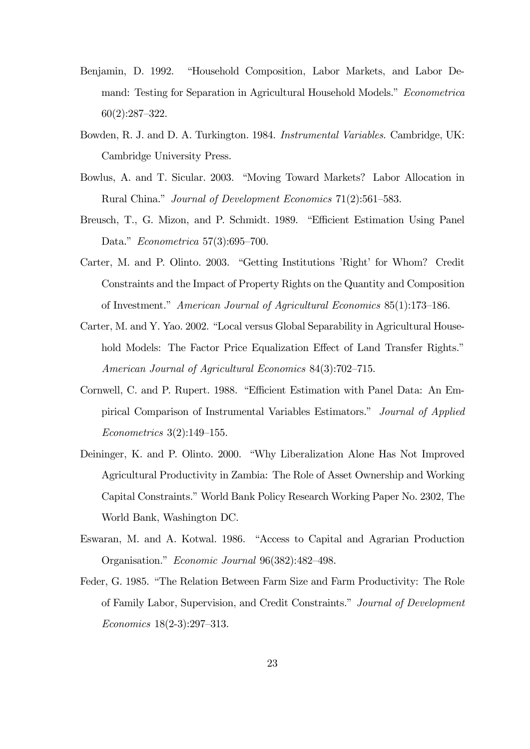Benjamin, D. 1992. "Household Composition, Labor Markets, and Labor Demand: Testing for Separation in Agricultural Household Models." *Econometrica* 60(2):287–322.

Bowden, R. J. and D. A. Turkington. 1984. *Instrumental Variables*. Cambridge, UK: Cambridge University Press.

Bowlus, A. and T. Sicular. 2003. "Moving Toward Markets? Labor Allocation in Rural China." *Journal of Development Economics* 71(2):561–583.

Breusch, T., G. Mizon, and P. Schmidt. 1989. "Efficient Estimation Using Panel Data." *Econometrica* 57(3):695–700.

Carter, M. and P. Olinto. 2003. "Getting Institutions 'Right' for Whom? Credit Constraints and the Impact of Property Rights on the Quantity and Composition of Investment." *American Journal of Agricultural Economics* 85(1):173–186.

Carter, M. and Y. Yao. 2002. "Local versus Global Separability in Agricultural Household Models: The Factor Price Equalization Effect of Land Transfer Rights." *American Journal of Agricultural Economics* 84(3):702–715.

Cornwell, C. and P. Rupert. 1988. "Efficient Estimation with Panel Data: An Empirical Comparison of Instrumental Variables Estimators." *Journal of Applied Econometrics* 3(2):149–155.

Deininger, K. and P. Olinto. 2000. "Why Liberalization Alone Has Not Improved Agricultural Productivity in Zambia: The Role of Asset Ownership and Working Capital Constraints." World Bank Policy Research Working Paper No. 2302, The World Bank, Washington DC.

Eswaran, M. and A. Kotwal. 1986. "Access to Capital and Agrarian Production Organisation." *Economic Journal* 96(382):482–498.

Feder, G. 1985. "The Relation Between Farm Size and Farm Productivity: The Role of Family Labor, Supervision, and Credit Constraints." *Journal of Development Economics* 18(2-3):297–313.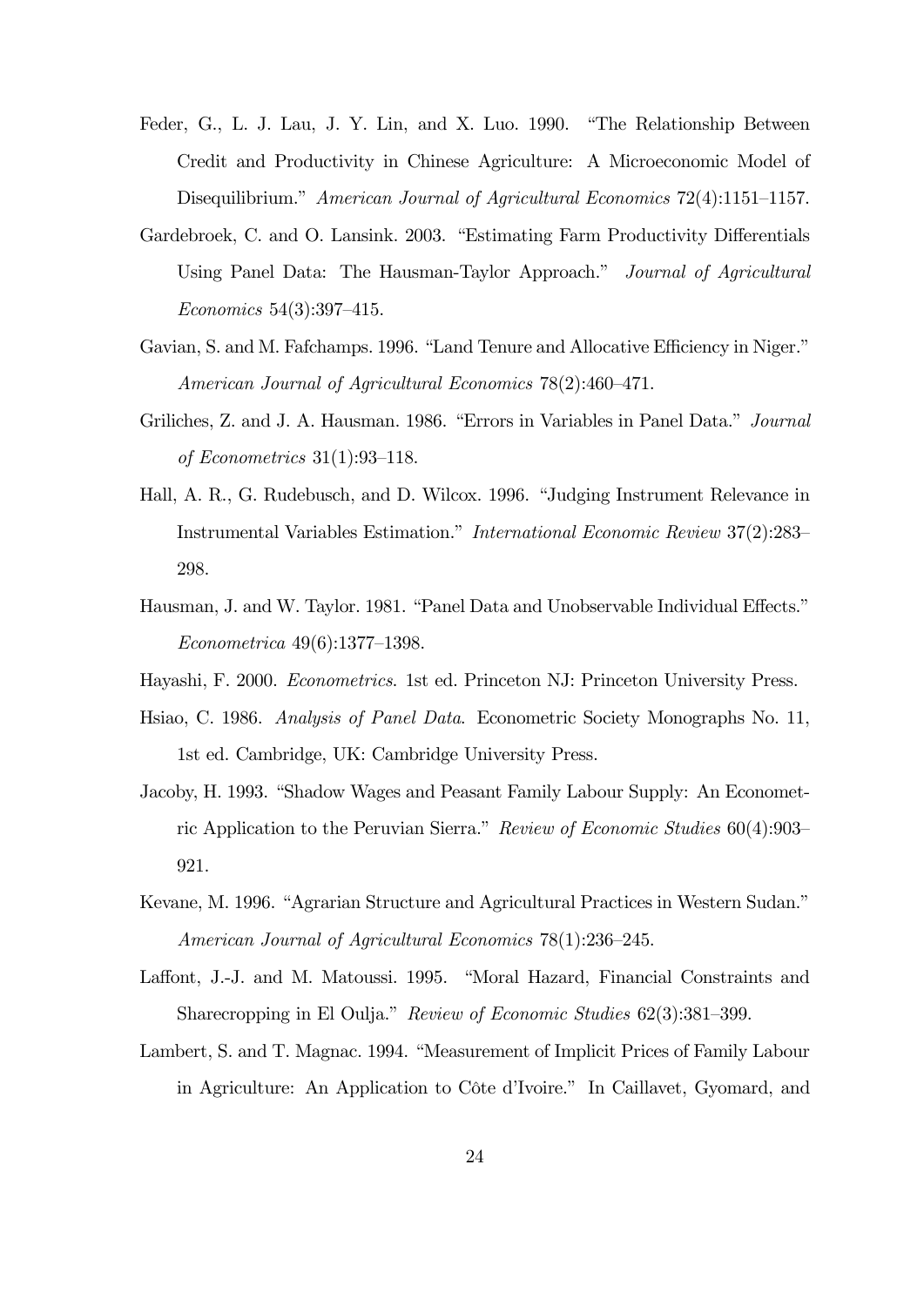Feder, G., L. J. Lau, J. Y. Lin, and X. Luo. 1990. "The Relationship Between Credit and Productivity in Chinese Agriculture: A Microeconomic Model of Disequilibrium." *American Journal of Agricultural Economics* 72(4):1151–1157.

Gardebroek, C. and O. Lansink. 2003. "Estimating Farm Productivity Differentials Using Panel Data: The Hausman-Taylor Approach." *Journal of Agricultural Economics* 54(3):397–415.

Gavian, S. and M. Fafchamps. 1996. "Land Tenure and Allocative Efficiency in Niger." *American Journal of Agricultural Economics* 78(2):460–471.

Griliches, Z. and J. A. Hausman. 1986. "Errors in Variables in Panel Data." *Journal of Econometrics* 31(1):93–118.

Hall, A. R., G. Rudebusch, and D. Wilcox. 1996. "Judging Instrument Relevance in Instrumental Variables Estimation." *International Economic Review* 37(2):283–298.

Hausman, J. and W. Taylor. 1981. "Panel Data and Unobservable Individual Effects." *Econometrica* 49(6):1377–1398.

Hayashi, F. 2000. *Econometrics*. 1st ed. Princeton NJ: Princeton University Press.

Hsiao, C. 1986. *Analysis of Panel Data*. Econometric Society Monographs No. 11, 1st ed. Cambridge, UK: Cambridge University Press.

Jacoby, H. 1993. "Shadow Wages and Peasant Family Labour Supply: An Econometric Application to the Peruvian Sierra." *Review of Economic Studies* 60(4):903–921.

Kevane, M. 1996. "Agrarian Structure and Agricultural Practices in Western Sudan." *American Journal of Agricultural Economics* 78(1):236–245.

Laffont, J.-J. and M. Matoussi. 1995. "Moral Hazard, Financial Constraints and Sharecropping in El Oulja." *Review of Economic Studies* 62(3):381–399.

Lambert, S. and T. Magnac. 1994. "Measurement of Implicit Prices of Family Labour in Agriculture: An Application to Côte d'Ivoire." In Caillavet, Gyomard, and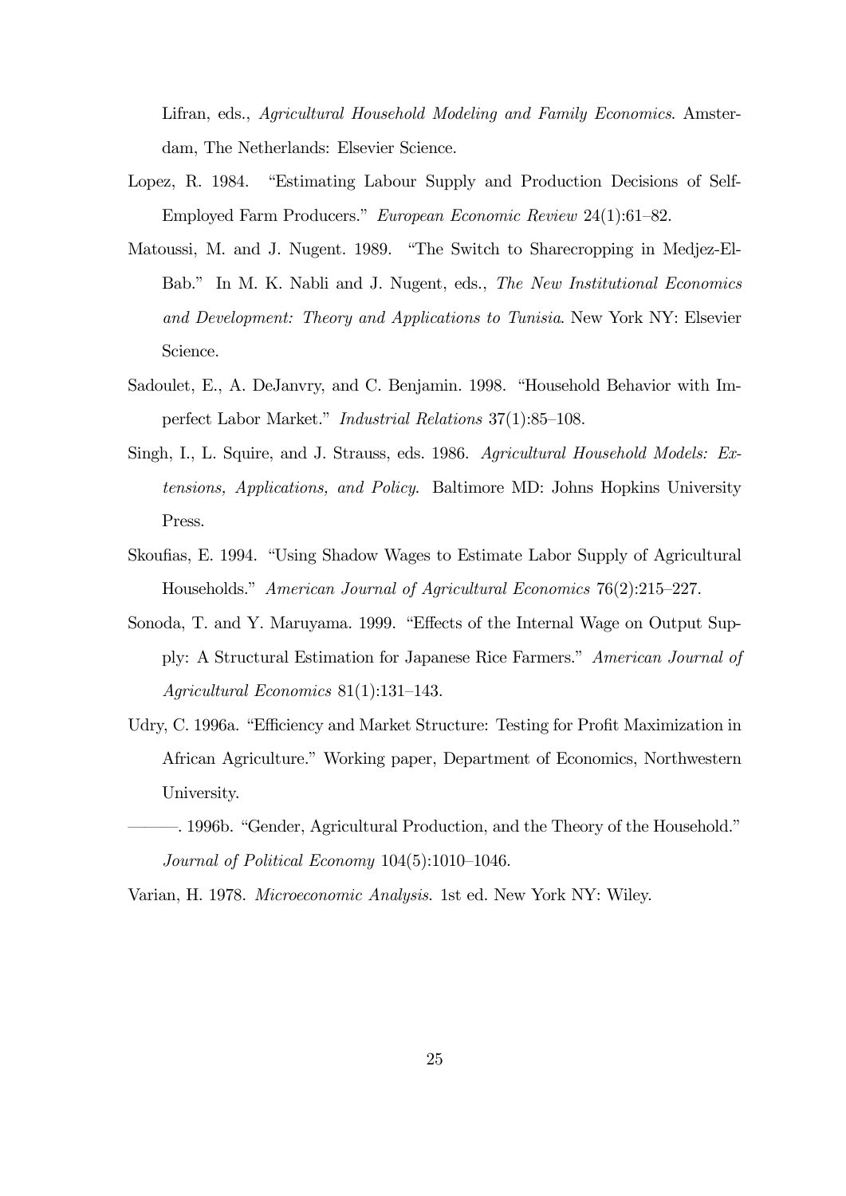Lifran, eds., *Agricultural Household Modeling and Family Economics*. Amsterdam, The Netherlands: Elsevier Science.

Lopez, R. 1984. "Estimating Labour Supply and Production Decisions of Self-Employed Farm Producers." *European Economic Review* 24(1):61–82.

Matoussi, M. and J. Nugent. 1989. "The Switch to Sharecropping in Medjez-El-Bab." In M. K. Nabli and J. Nugent, eds., *The New Institutional Economics and Development: Theory and Applications to Tunisia*. New York NY: Elsevier Science.

Sadoulet, E., A. DeJanvry, and C. Benjamin. 1998. "Household Behavior with Imperfect Labor Market." *Industrial Relations* 37(1):85–108.

Singh, I., L. Squire, and J. Strauss, eds. 1986. *Agricultural Household Models: Extensions, Applications, and Policy.* Baltimore MD: Johns Hopkins University Press.

Skoufias, E. 1994. "Using Shadow Wages to Estimate Labor Supply of Agricultural Households." *American Journal of Agricultural Economics* 76(2):215–227.

Sonoda, T. and Y. Maruyama. 1999. "Effects of the Internal Wage on Output Supply: A Structural Estimation for Japanese Rice Farmers." *American Journal of Agricultural Economics* 81(1):131–143.

Udry, C. 1996a. "Efficiency and Market Structure: Testing for Profit Maximization in African Agriculture." Working paper, Department of Economics, Northwestern University.

———. 1996b. "Gender, Agricultural Production, and the Theory of the Household." *Journal of Political Economy* 104(5):1010–1046.

Varian, H. 1978. *Microeconomic Analysis.* 1st ed. New York NY: Wiley.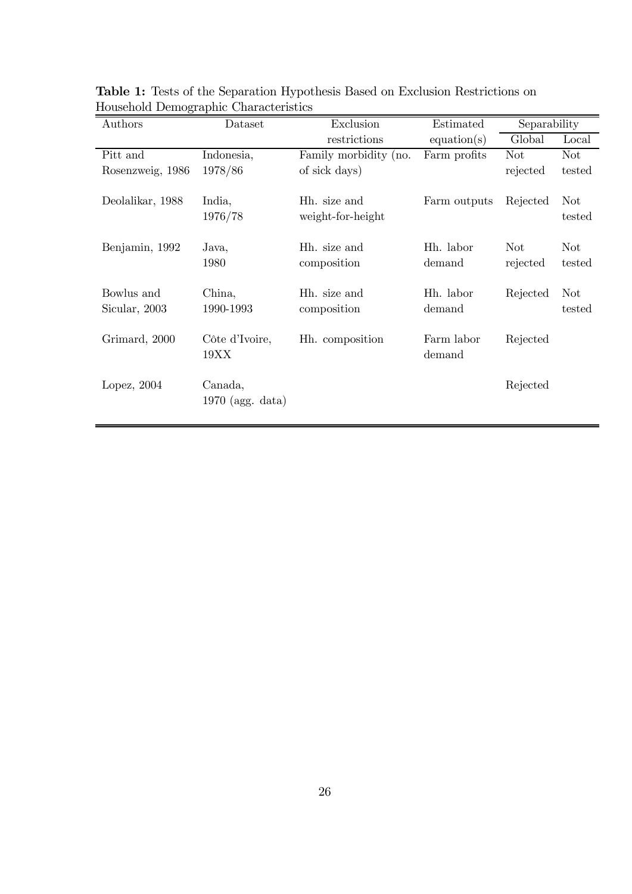**Table 1:** Tests of the Separation Hypothesis Based on Exclusion Restrictions on Household Demographic Characteristics

| Authors | Dataset | Exclusion restrictions | Estimated equation(s) | Separability | |
|---|---|---|---|---|---|
| | | | | Global | Local |
| Pitt and Rosenzweig, 1986 | Indonesia, 1978/86 | Family morbidity (no. of sick days) | Farm profits | Not rejected | Not tested |
| Deolalikar, 1988 | India, 1976/78 | Hh. size and weight-for-height | Farm outputs | Rejected | Not tested |
| Benjamin, 1992 | Java, 1980 | Hh. size and composition | Hh. labor demand | Not rejected | Not tested |
| Bowlus and Sicular, 2003 | China, 1990-1993 | Hh. size and composition | Hh. labor demand | Rejected | Not tested |
| Grimard, 2000 | Côte d'Ivoire, 19XX | Hh. composition | Farm labor demand | Rejected | |
| Lopez, 2004 | Canada, 1970 (agg. data) | | | Rejected | |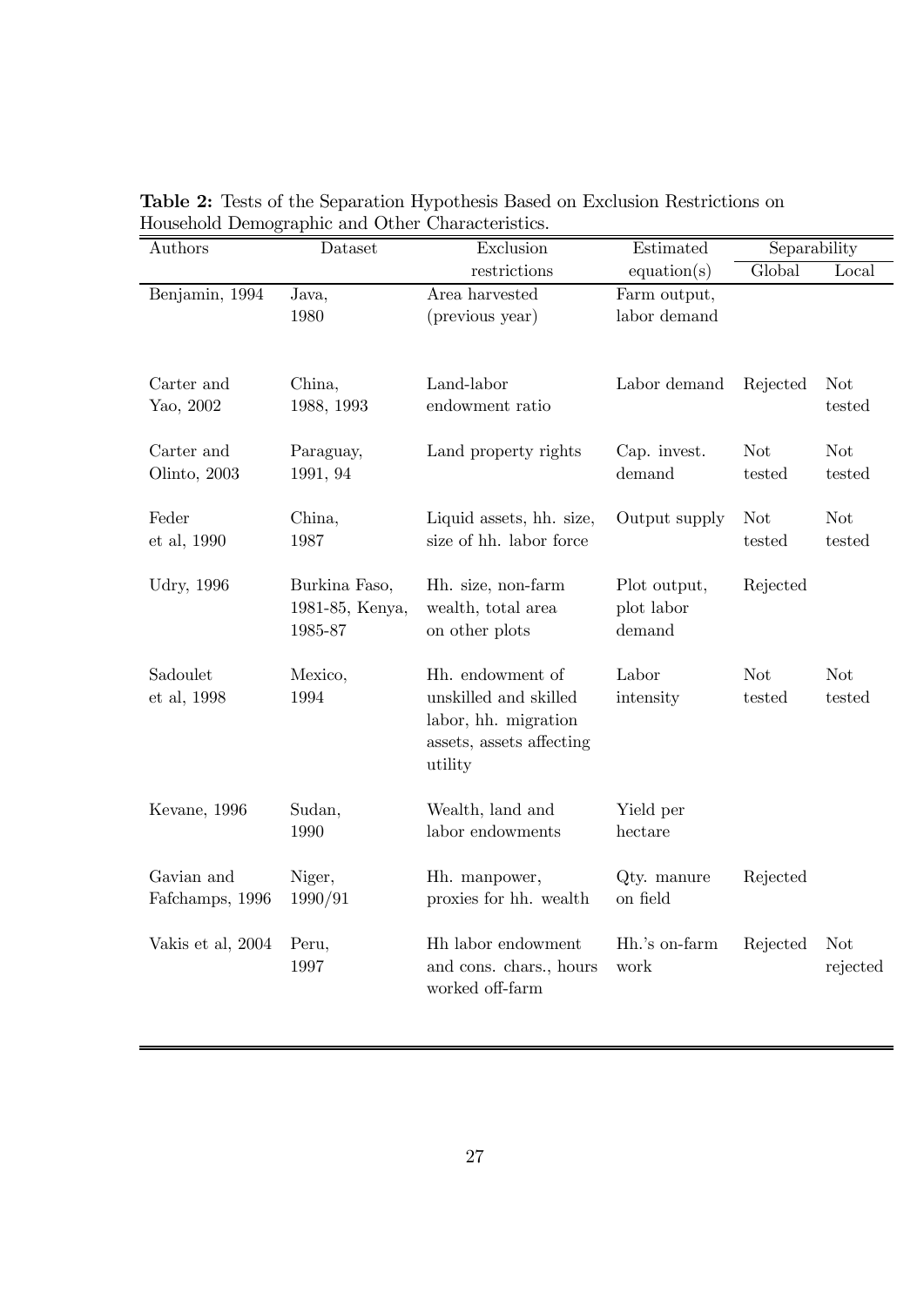**Table 2:** Tests of the Separation Hypothesis Based on Exclusion Restrictions on Household Demographic and Other Characteristics.

| Authors | Dataset | Exclusion restrictions | Estimated equation(s) | Separability | |
|---|---|---|---|---|---|
| | | | | Global | Local |
| Benjamin, 1994 | Java, 1980 | Area harvested (previous year) | Farm output, labor demand | | |
| Carter and Yao, 2002 | China, 1988, 1993 | Land-labor endowment ratio | Labor demand | Rejected | Not tested |
| Carter and Olinto, 2003 | Paraguay, 1991, 94 | Land property rights | Cap. invest. demand | Not tested | Not tested |
| Feder et al, 1990 | China, 1987 | Liquid assets, hh. size, size of hh. labor force | Output supply | Not tested | Not tested |
| Udry, 1996 | Burkina Faso, 1981-85, Kenya, 1985-87 | Hh. size, non-farm wealth, total area on other plots | Plot output, plot labor demand | Rejected | |
| Sadoulet et al, 1998 | Mexico, 1994 | Hh. endowment of unskilled and skilled labor, hh. migration assets, assets affecting utility | Labor intensity | Not tested | Not tested |
| Kevane, 1996 | Sudan, 1990 | Wealth, land and labor endowments | Yield per hectare | | |
| Gavian and Fafchamps, 1996 | Niger, 1990/91 | Hh. manpower, proxies for hh. wealth | Qty. manure on field | Rejected | |
| Vakis et al, 2004 | Peru, 1997 | Hh labor endowment and cons. chars., hours worked off-farm | Hh.'s on-farm work | Rejected | Not rejected |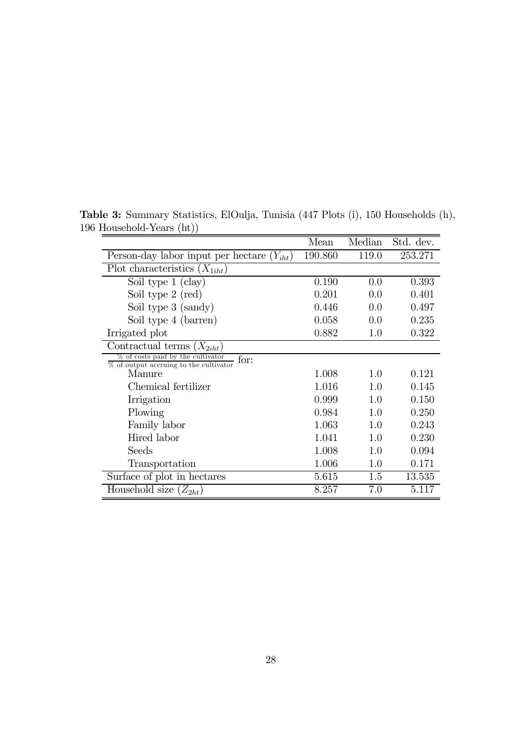**Table 3:** Summary Statistics, ElOulja, Tunisia (447 Plots (i), 150 Households (h), 196 Household-Years (ht))

| | Mean | Median | Std. dev. |
|---|---|---|---|
| Person-day labor input per hectare ($Y_{iht}$) | 190.860 | 119.0 | 253.271 |
| Plot characteristics ($X_{1iht}$) | | | |
| Soil type 1 (clay) | 0.190 | 0.0 | 0.393 |
| Soil type 2 (red) | 0.201 | 0.0 | 0.401 |
| Soil type 3 (sandy) | 0.446 | 0.0 | 0.497 |
| Soil type 4 (barren) | 0.058 | 0.0 | 0.235 |
| Irrigated plot | 0.882 | 1.0 | 0.322 |
| Contractual terms ($X_{2iht}$) | | | |
| $\frac{\text{\% of costs paid by the cultivator}}{\text{\% of output accruing to the cultivator}}$ for: | | | |
| Manure | 1.008 | 1.0 | 0.121 |
| Chemical fertilizer | 1.016 | 1.0 | 0.145 |
| Irrigation | 0.999 | 1.0 | 0.150 |
| Plowing | 0.984 | 1.0 | 0.250 |
| Family labor | 1.063 | 1.0 | 0.243 |
| Hired labor | 1.041 | 1.0 | 0.230 |
| Seeds | 1.008 | 1.0 | 0.094 |
| Transportation | 1.006 | 1.0 | 0.171 |
| Surface of plot in hectares | 5.615 | 1.5 | 13.535 |
| Household size ($Z_{2ht}$) | 8.257 | 7.0 | 5.117 |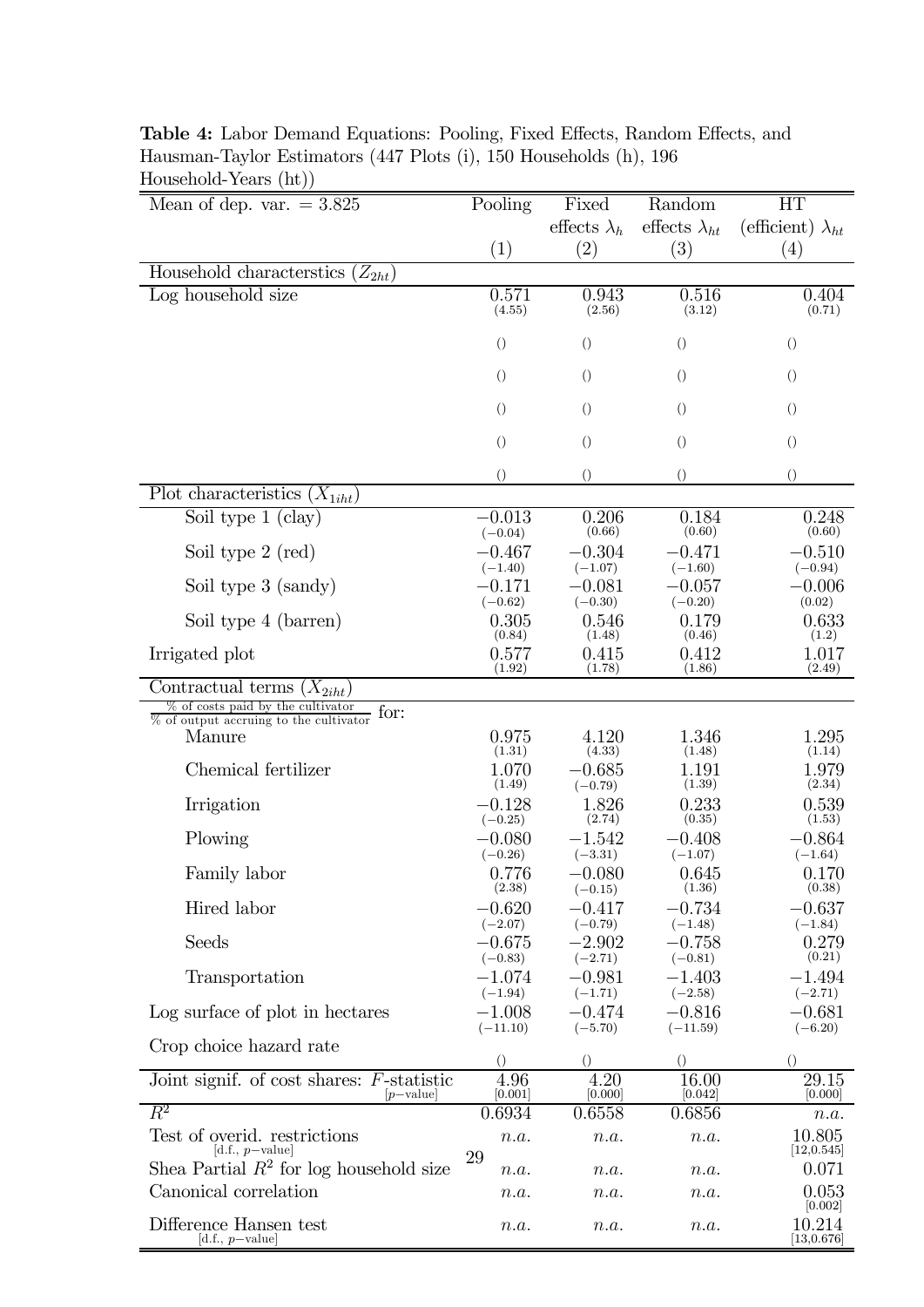**Table 4:** Labor Demand Equations: Pooling, Fixed Effects, Random Effects, and Hausman-Taylor Estimators (447 Plots (i), 150 Households (h), 196 Household-Years (ht))

| Mean of dep. var. = 3.825 | Pooling | Fixed effects $\lambda_h$ | Random effects $\lambda_{ht}$ | HT (efficient) $\lambda_{ht}$ |
|---|---|---|---|---|
| | (1) | (2) | (3) | (4) |
| Household characterstics ($Z_{2ht}$) | | | | |
| Log household size | 0.571 (4.55) | 0.943 (2.56) | 0.516 (3.12) | 0.404 (0.71) |
| | () | () | () | () |
| | () | () | () | () |
| | () | () | () | () |
| | () | () | () | () |
| | () | () | () | () |
| Plot characteristics ($X_{1iht}$) | | | | |
| Soil type 1 (clay) | −0.013 (−0.04) | 0.206 (0.66) | 0.184 (0.60) | 0.248 (0.60) |
| Soil type 2 (red) | −0.467 (−1.40) | −0.304 (−1.07) | −0.471 (−1.60) | −0.510 (−0.94) |
| Soil type 3 (sandy) | −0.171 (−0.62) | −0.081 (−0.30) | −0.057 (−0.20) | −0.006 (0.02) |
| Soil type 4 (barren) | 0.305 (0.84) | 0.546 (1.48) | 0.179 (0.46) | 0.633 (1.2) |
| Irrigated plot | 0.577 (1.92) | 0.415 (1.78) | 0.412 (1.86) | 1.017 (2.49) |
| Contractual terms ($X_{2iht}$) | | | | |
| $\frac{\text{\% of costs paid by the cultivator}}{\text{\% of output accruing to the cultivator}}$ for: | | | | |
| Manure | 0.975 (1.31) | 4.120 (4.33) | 1.346 (1.48) | 1.295 (1.14) |
| Chemical fertilizer | 1.070 (1.49) | −0.685 (−0.79) | 1.191 (1.39) | 1.979 (2.34) |
| Irrigation | −0.128 (−0.25) | 1.826 (2.74) | 0.233 (0.35) | 0.539 (1.53) |
| Plowing | −0.080 (−0.26) | −1.542 (−3.31) | −0.408 (−1.07) | −0.864 (−1.64) |
| Family labor | 0.776 (2.38) | −0.080 (−0.15) | 0.645 (1.36) | 0.170 (0.38) |
| Hired labor | −0.620 (−2.07) | −0.417 (−0.79) | −0.734 (−1.48) | −0.637 (−1.84) |
| Seeds | −0.675 (−0.83) | −2.902 (−2.71) | −0.758 (−0.81) | 0.279 (0.21) |
| Transportation | −1.074 (−1.94) | −0.981 (−1.71) | −1.403 (−2.58) | −1.494 (−2.71) |
| Log surface of plot in hectares | −1.008 (−11.10) | −0.474 (−5.70) | −0.816 (−11.59) | −0.681 (−6.20) |
| Crop choice hazard rate | () | () | () | () |
| Joint signif. of cost shares: $F$-statistic [$p$−value] | 4.96 [0.001] | 4.20 [0.000] | 16.00 [0.042] | 29.15 [0.000] |
| $R^2$ | 0.6934 | 0.6558 | 0.6856 | *n.a.* |
| Test of overid. restrictions [d.f., $p$−value] | *n.a.* | *n.a.* | *n.a.* | 10.805 [12,0.545] |
| Shea Partial $R^2$ for log household size | *n.a.* | *n.a.* | *n.a.* | 0.071 |
| Canonical correlation | *n.a.* | *n.a.* | *n.a.* | 0.053 [0.002] |
| Difference Hansen test [d.f., $p$−value] | *n.a.* | *n.a.* | *n.a.* | 10.214 [13,0.676] |